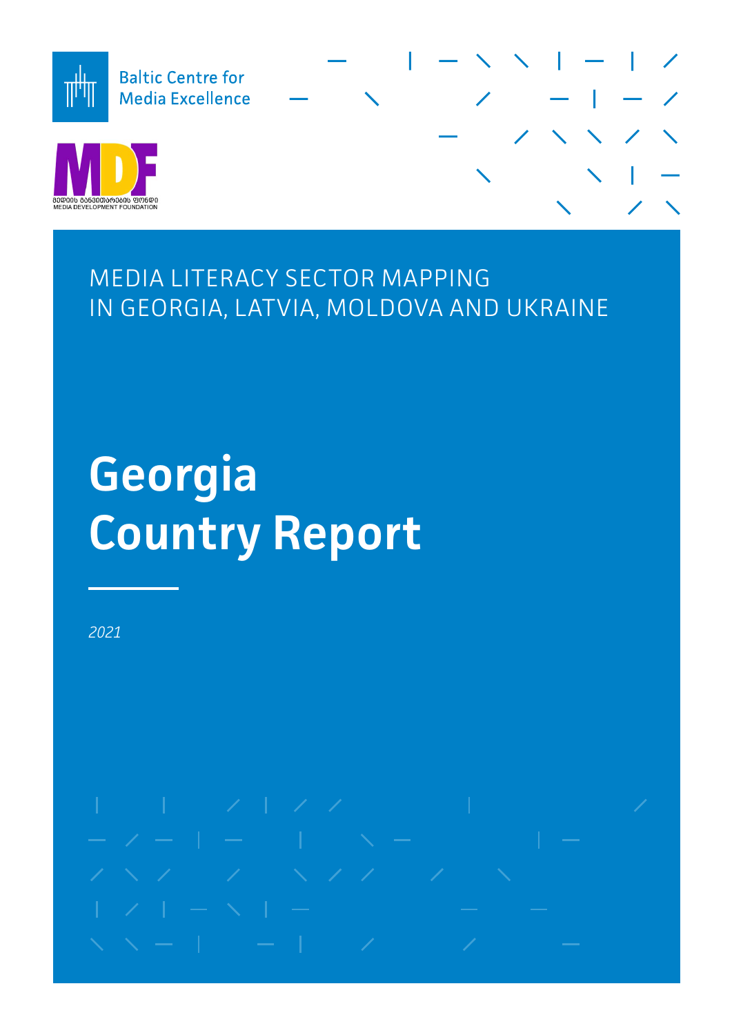Baltic Centre for Media Excellence

მედიის განვითარების ფონდი
MEDIA DEVELOPMENT FOUNDATION

MEDIA LITERACY SECTOR MAPPING IN GEORGIA, LATVIA, MOLDOVA AND UKRAINE

# Georgia Country Report

*2021*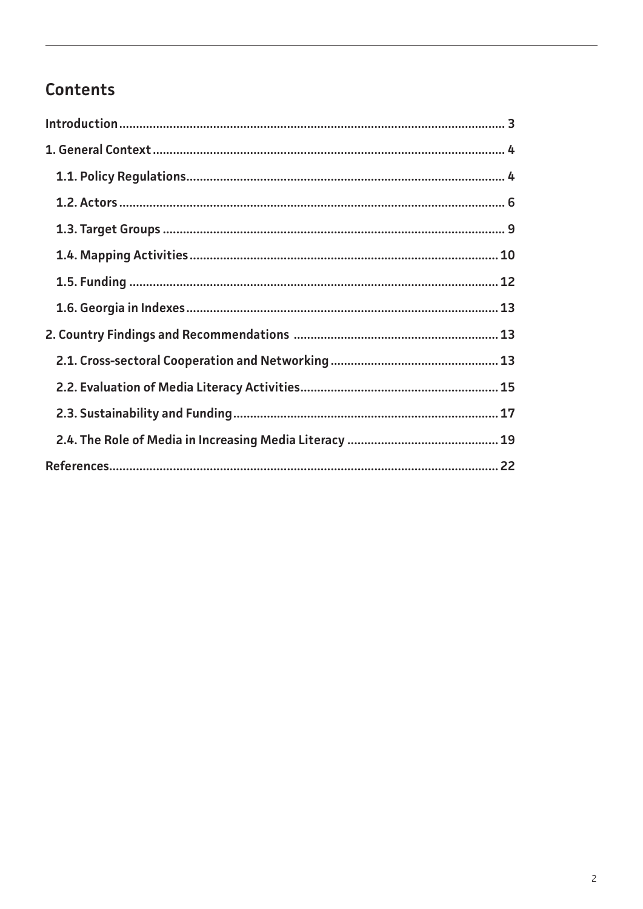## Contents

Introduction.................................................................................................................. 3

1. General Context........................................................................................................ 4

   1.1. Policy Regulations............................................................................................. 4

   1.2. Actors................................................................................................................. 6

   1.3. Target Groups .................................................................................................... 9

   1.4. Mapping Activities.......................................................................................... 10

   1.5. Funding ............................................................................................................ 12

   1.6. Georgia in Indexes........................................................................................... 13

2. Country Findings and Recommendations ............................................................ 13

   2.1. Cross-sectoral Cooperation and Networking ................................................. 13

   2.2. Evaluation of Media Literacy Activities.......................................................... 15

   2.3. Sustainability and Funding.............................................................................. 17

   2.4. The Role of Media in Increasing Media Literacy ............................................ 19

References.................................................................................................................. 22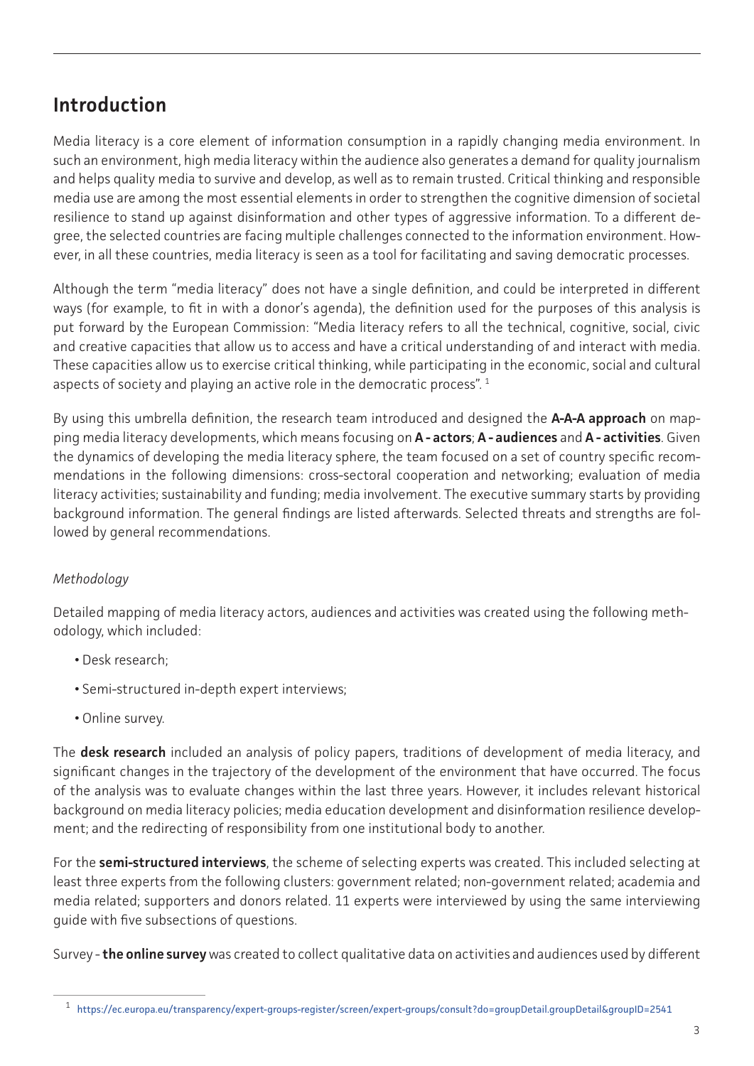# Introduction

Media literacy is a core element of information consumption in a rapidly changing media environment. In such an environment, high media literacy within the audience also generates a demand for quality journalism and helps quality media to survive and develop, as well as to remain trusted. Critical thinking and responsible media use are among the most essential elements in order to strengthen the cognitive dimension of societal resilience to stand up against disinformation and other types of aggressive information. To a different degree, the selected countries are facing multiple challenges connected to the information environment. However, in all these countries, media literacy is seen as a tool for facilitating and saving democratic processes.

Although the term "media literacy" does not have a single definition, and could be interpreted in different ways (for example, to fit in with a donor's agenda), the definition used for the purposes of this analysis is put forward by the European Commission: "Media literacy refers to all the technical, cognitive, social, civic and creative capacities that allow us to access and have a critical understanding of and interact with media. These capacities allow us to exercise critical thinking, while participating in the economic, social and cultural aspects of society and playing an active role in the democratic process". [1]

By using this umbrella definition, the research team introduced and designed the **A-A-A approach** on mapping media literacy developments, which means focusing on **A - actors**; **A - audiences** and **A - activities**. Given the dynamics of developing the media literacy sphere, the team focused on a set of country specific recommendations in the following dimensions: cross-sectoral cooperation and networking; evaluation of media literacy activities; sustainability and funding; media involvement. The executive summary starts by providing background information. The general findings are listed afterwards. Selected threats and strengths are followed by general recommendations.

*Methodology*

Detailed mapping of media literacy actors, audiences and activities was created using the following methodology, which included:

- Desk research;
- Semi-structured in-depth expert interviews;
- Online survey.

The **desk research** included an analysis of policy papers, traditions of development of media literacy, and significant changes in the trajectory of the development of the environment that have occurred. The focus of the analysis was to evaluate changes within the last three years. However, it includes relevant historical background on media literacy policies; media education development and disinformation resilience development; and the redirecting of responsibility from one institutional body to another.

For the **semi-structured interviews**, the scheme of selecting experts was created. This included selecting at least three experts from the following clusters: government related; non-government related; academia and media related; supporters and donors related. 11 experts were interviewed by using the same interviewing guide with five subsections of questions.

Survey - **the online survey** was created to collect qualitative data on activities and audiences used by different

---

[1] https://ec.europa.eu/transparency/expert-groups-register/screen/expert-groups/consult?do=groupDetail.groupDetail&groupID=2541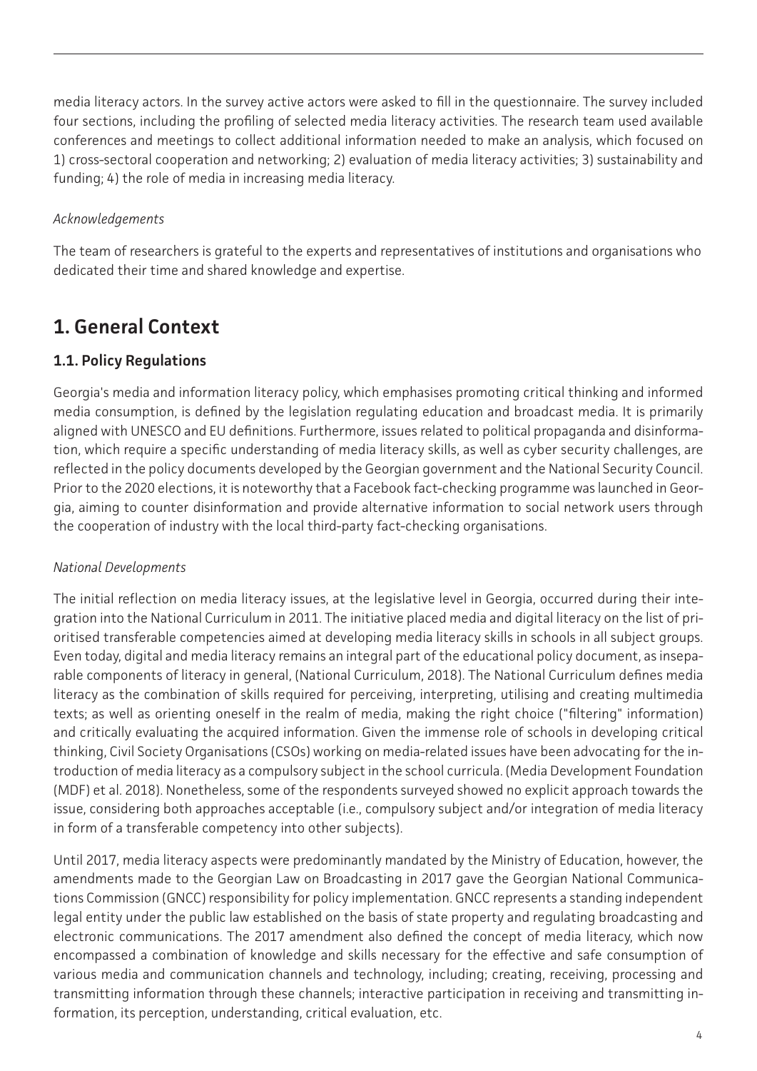media literacy actors. In the survey active actors were asked to fill in the questionnaire. The survey included four sections, including the profiling of selected media literacy activities. The research team used available conferences and meetings to collect additional information needed to make an analysis, which focused on 1) cross-sectoral cooperation and networking; 2) evaluation of media literacy activities; 3) sustainability and funding; 4) the role of media in increasing media literacy.

*Acknowledgements*

The team of researchers is grateful to the experts and representatives of institutions and organisations who dedicated their time and shared knowledge and expertise.

# 1. General Context

## 1.1. Policy Regulations

Georgia's media and information literacy policy, which emphasises promoting critical thinking and informed media consumption, is defined by the legislation regulating education and broadcast media. It is primarily aligned with UNESCO and EU definitions. Furthermore, issues related to political propaganda and disinformation, which require a specific understanding of media literacy skills, as well as cyber security challenges, are reflected in the policy documents developed by the Georgian government and the National Security Council. Prior to the 2020 elections, it is noteworthy that a Facebook fact-checking programme was launched in Georgia, aiming to counter disinformation and provide alternative information to social network users through the cooperation of industry with the local third-party fact-checking organisations.

*National Developments*

The initial reflection on media literacy issues, at the legislative level in Georgia, occurred during their integration into the National Curriculum in 2011. The initiative placed media and digital literacy on the list of prioritised transferable competencies aimed at developing media literacy skills in schools in all subject groups. Even today, digital and media literacy remains an integral part of the educational policy document, as inseparable components of literacy in general, (National Curriculum, 2018). The National Curriculum defines media literacy as the combination of skills required for perceiving, interpreting, utilising and creating multimedia texts; as well as orienting oneself in the realm of media, making the right choice ("filtering" information) and critically evaluating the acquired information. Given the immense role of schools in developing critical thinking, Civil Society Organisations (CSOs) working on media-related issues have been advocating for the introduction of media literacy as a compulsory subject in the school curricula. (Media Development Foundation (MDF) et al. 2018). Nonetheless, some of the respondents surveyed showed no explicit approach towards the issue, considering both approaches acceptable (i.e., compulsory subject and/or integration of media literacy in form of a transferable competency into other subjects).

Until 2017, media literacy aspects were predominantly mandated by the Ministry of Education, however, the amendments made to the Georgian Law on Broadcasting in 2017 gave the Georgian National Communications Commission (GNCC) responsibility for policy implementation. GNCC represents a standing independent legal entity under the public law established on the basis of state property and regulating broadcasting and electronic communications. The 2017 amendment also defined the concept of media literacy, which now encompassed a combination of knowledge and skills necessary for the effective and safe consumption of various media and communication channels and technology, including; creating, receiving, processing and transmitting information through these channels; interactive participation in receiving and transmitting information, its perception, understanding, critical evaluation, etc.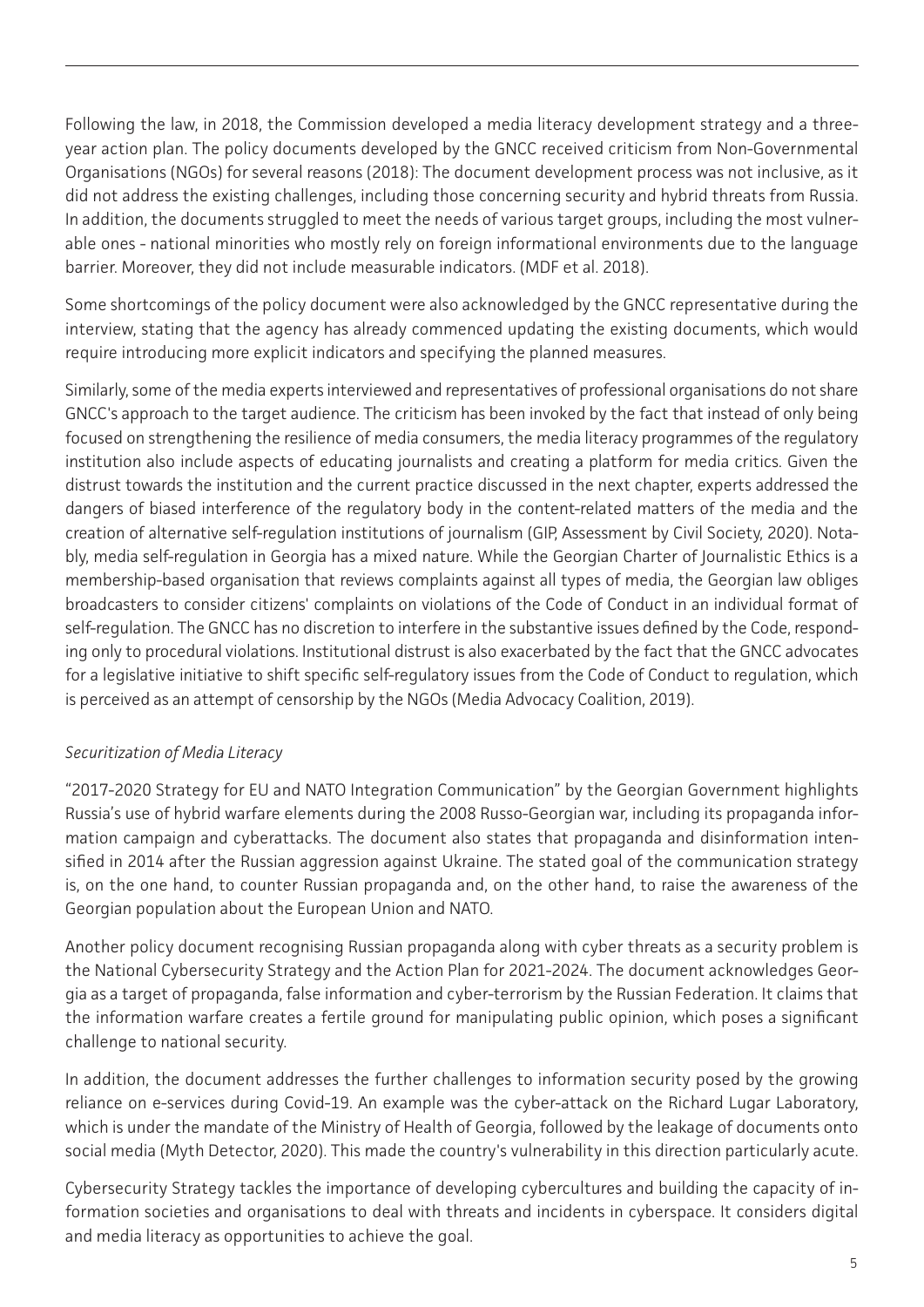Following the law, in 2018, the Commission developed a media literacy development strategy and a three-year action plan. The policy documents developed by the GNCC received criticism from Non-Governmental Organisations (NGOs) for several reasons (2018): The document development process was not inclusive, as it did not address the existing challenges, including those concerning security and hybrid threats from Russia. In addition, the documents struggled to meet the needs of various target groups, including the most vulnerable ones - national minorities who mostly rely on foreign informational environments due to the language barrier. Moreover, they did not include measurable indicators. (MDF et al. 2018).

Some shortcomings of the policy document were also acknowledged by the GNCC representative during the interview, stating that the agency has already commenced updating the existing documents, which would require introducing more explicit indicators and specifying the planned measures.

Similarly, some of the media experts interviewed and representatives of professional organisations do not share GNCC's approach to the target audience. The criticism has been invoked by the fact that instead of only being focused on strengthening the resilience of media consumers, the media literacy programmes of the regulatory institution also include aspects of educating journalists and creating a platform for media critics. Given the distrust towards the institution and the current practice discussed in the next chapter, experts addressed the dangers of biased interference of the regulatory body in the content-related matters of the media and the creation of alternative self-regulation institutions of journalism (GIP, Assessment by Civil Society, 2020). Notably, media self-regulation in Georgia has a mixed nature. While the Georgian Charter of Journalistic Ethics is a membership-based organisation that reviews complaints against all types of media, the Georgian law obliges broadcasters to consider citizens' complaints on violations of the Code of Conduct in an individual format of self-regulation. The GNCC has no discretion to interfere in the substantive issues defined by the Code, responding only to procedural violations. Institutional distrust is also exacerbated by the fact that the GNCC advocates for a legislative initiative to shift specific self-regulatory issues from the Code of Conduct to regulation, which is perceived as an attempt of censorship by the NGOs (Media Advocacy Coalition, 2019).

*Securitization of Media Literacy*

"2017-2020 Strategy for EU and NATO Integration Communication" by the Georgian Government highlights Russia's use of hybrid warfare elements during the 2008 Russo-Georgian war, including its propaganda information campaign and cyberattacks. The document also states that propaganda and disinformation intensified in 2014 after the Russian aggression against Ukraine. The stated goal of the communication strategy is, on the one hand, to counter Russian propaganda and, on the other hand, to raise the awareness of the Georgian population about the European Union and NATO.

Another policy document recognising Russian propaganda along with cyber threats as a security problem is the National Cybersecurity Strategy and the Action Plan for 2021-2024. The document acknowledges Georgia as a target of propaganda, false information and cyber-terrorism by the Russian Federation. It claims that the information warfare creates a fertile ground for manipulating public opinion, which poses a significant challenge to national security.

In addition, the document addresses the further challenges to information security posed by the growing reliance on e-services during Covid-19. An example was the cyber-attack on the Richard Lugar Laboratory, which is under the mandate of the Ministry of Health of Georgia, followed by the leakage of documents onto social media (Myth Detector, 2020). This made the country's vulnerability in this direction particularly acute.

Cybersecurity Strategy tackles the importance of developing cybercultures and building the capacity of information societies and organisations to deal with threats and incidents in cyberspace. It considers digital and media literacy as opportunities to achieve the goal.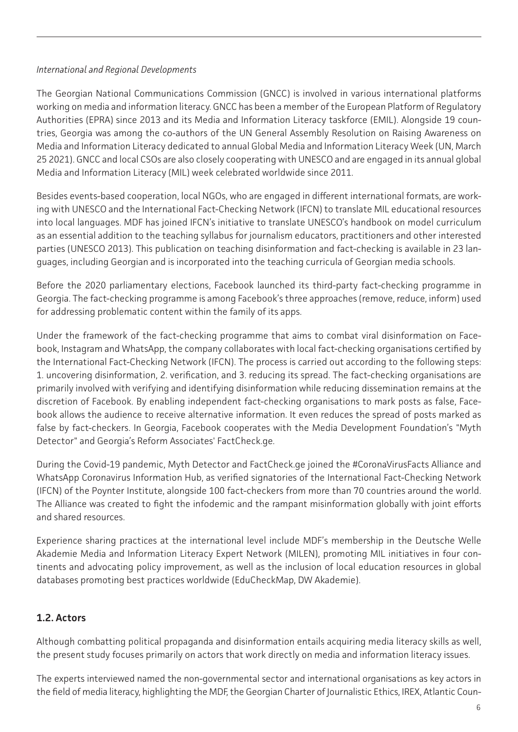*International and Regional Developments*

The Georgian National Communications Commission (GNCC) is involved in various international platforms working on media and information literacy. GNCC has been a member of the European Platform of Regulatory Authorities (EPRA) since 2013 and its Media and Information Literacy taskforce (EMIL). Alongside 19 countries, Georgia was among the co-authors of the UN General Assembly Resolution on Raising Awareness on Media and Information Literacy dedicated to annual Global Media and Information Literacy Week (UN, March 25 2021). GNCC and local CSOs are also closely cooperating with UNESCO and are engaged in its annual global Media and Information Literacy (MIL) week celebrated worldwide since 2011.

Besides events-based cooperation, local NGOs, who are engaged in different international formats, are working with UNESCO and the International Fact-Checking Network (IFCN) to translate MIL educational resources into local languages. MDF has joined IFCN's initiative to translate UNESCO's handbook on model curriculum as an essential addition to the teaching syllabus for journalism educators, practitioners and other interested parties (UNESCO 2013). This publication on teaching disinformation and fact-checking is available in 23 languages, including Georgian and is incorporated into the teaching curricula of Georgian media schools.

Before the 2020 parliamentary elections, Facebook launched its third-party fact-checking programme in Georgia. The fact-checking programme is among Facebook's three approaches (remove, reduce, inform) used for addressing problematic content within the family of its apps.

Under the framework of the fact-checking programme that aims to combat viral disinformation on Facebook, Instagram and WhatsApp, the company collaborates with local fact-checking organisations certified by the International Fact-Checking Network (IFCN). The process is carried out according to the following steps: 1. uncovering disinformation, 2. verification, and 3. reducing its spread. The fact-checking organisations are primarily involved with verifying and identifying disinformation while reducing dissemination remains at the discretion of Facebook. By enabling independent fact-checking organisations to mark posts as false, Facebook allows the audience to receive alternative information. It even reduces the spread of posts marked as false by fact-checkers. In Georgia, Facebook cooperates with the Media Development Foundation's "Myth Detector" and Georgia's Reform Associates' FactCheck.ge.

During the Covid-19 pandemic, Myth Detector and FactCheck.ge joined the #CoronaVirusFacts Alliance and WhatsApp Coronavirus Information Hub, as verified signatories of the International Fact-Checking Network (IFCN) of the Poynter Institute, alongside 100 fact-checkers from more than 70 countries around the world. The Alliance was created to fight the infodemic and the rampant misinformation globally with joint efforts and shared resources.

Experience sharing practices at the international level include MDF's membership in the Deutsche Welle Akademie Media and Information Literacy Expert Network (MILEN), promoting MIL initiatives in four continents and advocating policy improvement, as well as the inclusion of local education resources in global databases promoting best practices worldwide (EduCheckMap, DW Akademie).

## 1.2. Actors

Although combatting political propaganda and disinformation entails acquiring media literacy skills as well, the present study focuses primarily on actors that work directly on media and information literacy issues.

The experts interviewed named the non-governmental sector and international organisations as key actors in the field of media literacy, highlighting the MDF, the Georgian Charter of Journalistic Ethics, IREX, Atlantic Coun-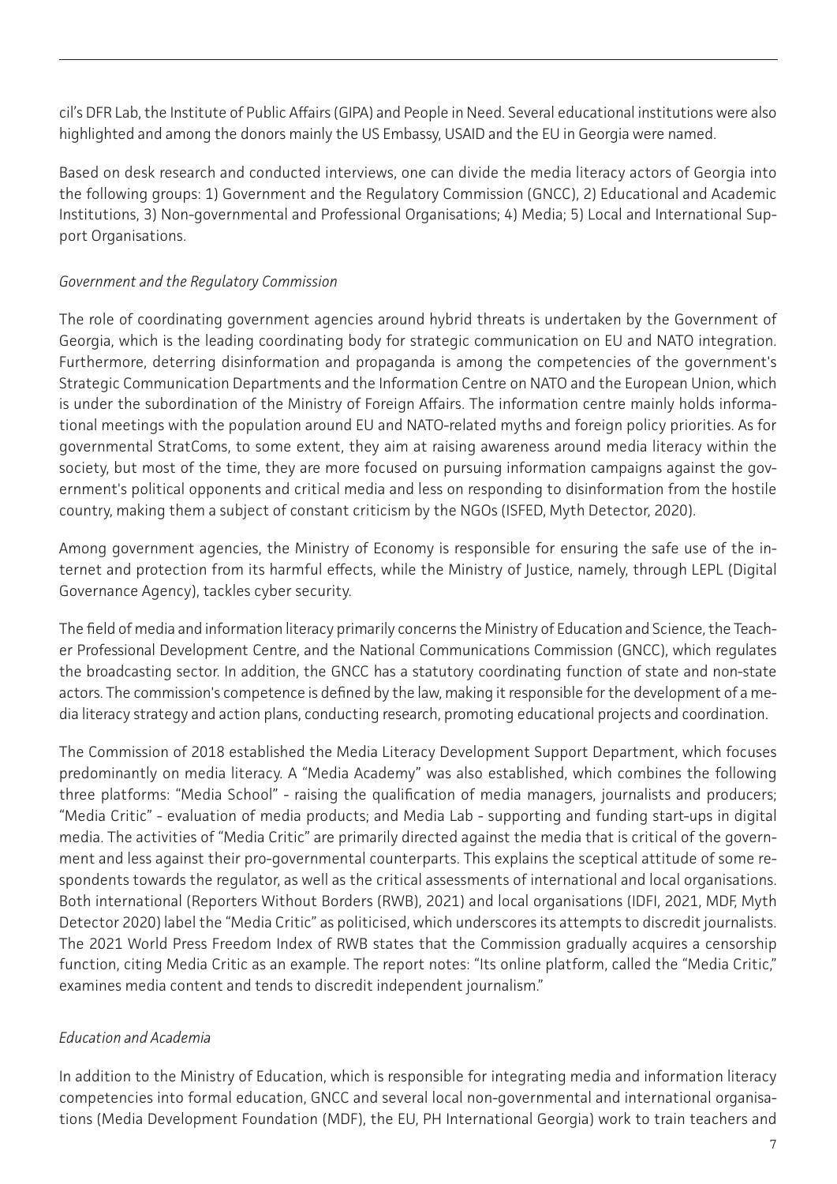cil's DFR Lab, the Institute of Public Affairs (GIPA) and People in Need. Several educational institutions were also highlighted and among the donors mainly the US Embassy, USAID and the EU in Georgia were named.

Based on desk research and conducted interviews, one can divide the media literacy actors of Georgia into the following groups: 1) Government and the Regulatory Commission (GNCC), 2) Educational and Academic Institutions, 3) Non-governmental and Professional Organisations; 4) Media; 5) Local and International Support Organisations.

*Government and the Regulatory Commission*

The role of coordinating government agencies around hybrid threats is undertaken by the Government of Georgia, which is the leading coordinating body for strategic communication on EU and NATO integration. Furthermore, deterring disinformation and propaganda is among the competencies of the government's Strategic Communication Departments and the Information Centre on NATO and the European Union, which is under the subordination of the Ministry of Foreign Affairs. The information centre mainly holds informational meetings with the population around EU and NATO-related myths and foreign policy priorities. As for governmental StratComs, to some extent, they aim at raising awareness around media literacy within the society, but most of the time, they are more focused on pursuing information campaigns against the government's political opponents and critical media and less on responding to disinformation from the hostile country, making them a subject of constant criticism by the NGOs (ISFED, Myth Detector, 2020).

Among government agencies, the Ministry of Economy is responsible for ensuring the safe use of the internet and protection from its harmful effects, while the Ministry of Justice, namely, through LEPL (Digital Governance Agency), tackles cyber security.

The field of media and information literacy primarily concerns the Ministry of Education and Science, the Teacher Professional Development Centre, and the National Communications Commission (GNCC), which regulates the broadcasting sector. In addition, the GNCC has a statutory coordinating function of state and non-state actors. The commission's competence is defined by the law, making it responsible for the development of a media literacy strategy and action plans, conducting research, promoting educational projects and coordination.

The Commission of 2018 established the Media Literacy Development Support Department, which focuses predominantly on media literacy. A "Media Academy" was also established, which combines the following three platforms: "Media School" - raising the qualification of media managers, journalists and producers; "Media Critic" - evaluation of media products; and Media Lab - supporting and funding start-ups in digital media. The activities of "Media Critic" are primarily directed against the media that is critical of the government and less against their pro-governmental counterparts. This explains the sceptical attitude of some respondents towards the regulator, as well as the critical assessments of international and local organisations. Both international (Reporters Without Borders (RWB), 2021) and local organisations (IDFI, 2021, MDF, Myth Detector 2020) label the "Media Critic" as politicised, which underscores its attempts to discredit journalists. The 2021 World Press Freedom Index of RWB states that the Commission gradually acquires a censorship function, citing Media Critic as an example. The report notes: "Its online platform, called the "Media Critic," examines media content and tends to discredit independent journalism."

*Education and Academia*

In addition to the Ministry of Education, which is responsible for integrating media and information literacy competencies into formal education, GNCC and several local non-governmental and international organisations (Media Development Foundation (MDF), the EU, PH International Georgia) work to train teachers and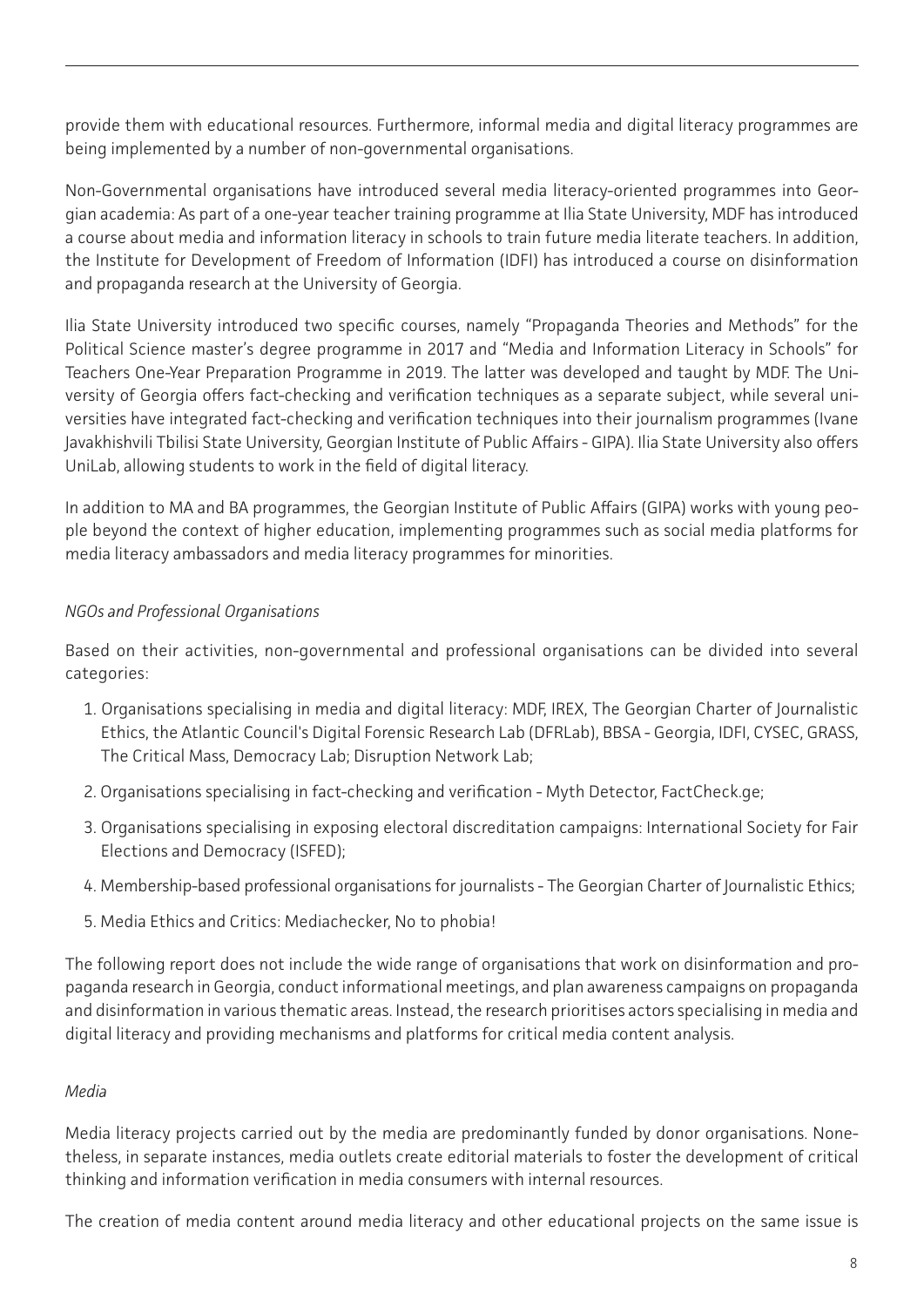provide them with educational resources. Furthermore, informal media and digital literacy programmes are being implemented by a number of non-governmental organisations.

Non-Governmental organisations have introduced several media literacy-oriented programmes into Georgian academia: As part of a one-year teacher training programme at Ilia State University, MDF has introduced a course about media and information literacy in schools to train future media literate teachers. In addition, the Institute for Development of Freedom of Information (IDFI) has introduced a course on disinformation and propaganda research at the University of Georgia.

Ilia State University introduced two specific courses, namely "Propaganda Theories and Methods" for the Political Science master's degree programme in 2017 and "Media and Information Literacy in Schools" for Teachers One-Year Preparation Programme in 2019. The latter was developed and taught by MDF. The University of Georgia offers fact-checking and verification techniques as a separate subject, while several universities have integrated fact-checking and verification techniques into their journalism programmes (Ivane Javakhishvili Tbilisi State University, Georgian Institute of Public Affairs - GIPA). Ilia State University also offers UniLab, allowing students to work in the field of digital literacy.

In addition to MA and BA programmes, the Georgian Institute of Public Affairs (GIPA) works with young people beyond the context of higher education, implementing programmes such as social media platforms for media literacy ambassadors and media literacy programmes for minorities.

*NGOs and Professional Organisations*

Based on their activities, non-governmental and professional organisations can be divided into several categories:

1. Organisations specialising in media and digital literacy: MDF, IREX, The Georgian Charter of Journalistic Ethics, the Atlantic Council's Digital Forensic Research Lab (DFRLab), BBSA - Georgia, IDFI, CYSEC, GRASS, The Critical Mass, Democracy Lab; Disruption Network Lab;
2. Organisations specialising in fact-checking and verification - Myth Detector, FactCheck.ge;
3. Organisations specialising in exposing electoral discreditation campaigns: International Society for Fair Elections and Democracy (ISFED);
4. Membership-based professional organisations for journalists - The Georgian Charter of Journalistic Ethics;
5. Media Ethics and Critics: Mediachecker, No to phobia!

The following report does not include the wide range of organisations that work on disinformation and propaganda research in Georgia, conduct informational meetings, and plan awareness campaigns on propaganda and disinformation in various thematic areas. Instead, the research prioritises actors specialising in media and digital literacy and providing mechanisms and platforms for critical media content analysis.

*Media*

Media literacy projects carried out by the media are predominantly funded by donor organisations. Nonetheless, in separate instances, media outlets create editorial materials to foster the development of critical thinking and information verification in media consumers with internal resources.

The creation of media content around media literacy and other educational projects on the same issue is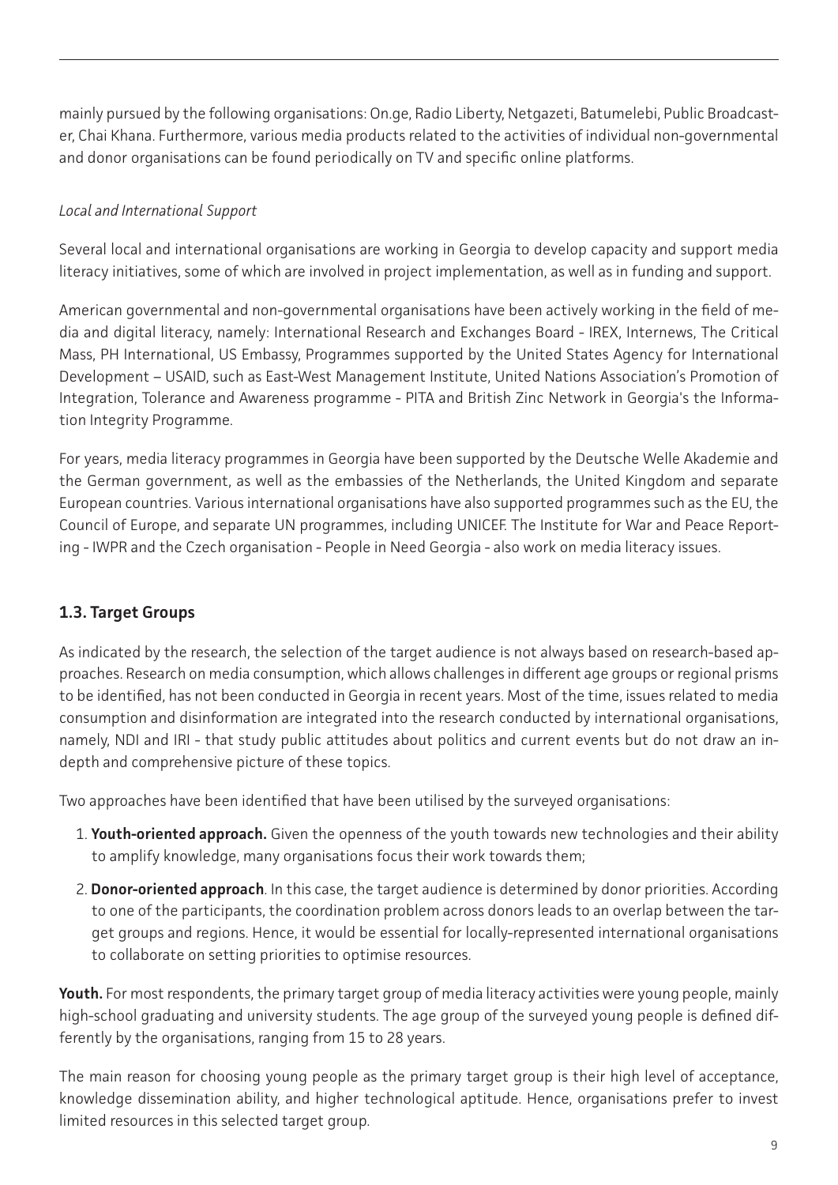mainly pursued by the following organisations: On.ge, Radio Liberty, Netgazeti, Batumelebi, Public Broadcaster, Chai Khana. Furthermore, various media products related to the activities of individual non-governmental and donor organisations can be found periodically on TV and specific online platforms.

*Local and International Support*

Several local and international organisations are working in Georgia to develop capacity and support media literacy initiatives, some of which are involved in project implementation, as well as in funding and support.

American governmental and non-governmental organisations have been actively working in the field of media and digital literacy, namely: International Research and Exchanges Board - IREX, Internews, The Critical Mass, PH International, US Embassy, Programmes supported by the United States Agency for International Development – USAID, such as East-West Management Institute, United Nations Association's Promotion of Integration, Tolerance and Awareness programme - PITA and British Zinc Network in Georgia's the Information Integrity Programme.

For years, media literacy programmes in Georgia have been supported by the Deutsche Welle Akademie and the German government, as well as the embassies of the Netherlands, the United Kingdom and separate European countries. Various international organisations have also supported programmes such as the EU, the Council of Europe, and separate UN programmes, including UNICEF. The Institute for War and Peace Reporting - IWPR and the Czech organisation - People in Need Georgia - also work on media literacy issues.

## 1.3. Target Groups

As indicated by the research, the selection of the target audience is not always based on research-based approaches. Research on media consumption, which allows challenges in different age groups or regional prisms to be identified, has not been conducted in Georgia in recent years. Most of the time, issues related to media consumption and disinformation are integrated into the research conducted by international organisations, namely, NDI and IRI - that study public attitudes about politics and current events but do not draw an in-depth and comprehensive picture of these topics.

Two approaches have been identified that have been utilised by the surveyed organisations:

1. **Youth-oriented approach.** Given the openness of the youth towards new technologies and their ability to amplify knowledge, many organisations focus their work towards them;
2. **Donor-oriented approach**. In this case, the target audience is determined by donor priorities. According to one of the participants, the coordination problem across donors leads to an overlap between the target groups and regions. Hence, it would be essential for locally-represented international organisations to collaborate on setting priorities to optimise resources.

**Youth.** For most respondents, the primary target group of media literacy activities were young people, mainly high-school graduating and university students. The age group of the surveyed young people is defined differently by the organisations, ranging from 15 to 28 years.

The main reason for choosing young people as the primary target group is their high level of acceptance, knowledge dissemination ability, and higher technological aptitude. Hence, organisations prefer to invest limited resources in this selected target group.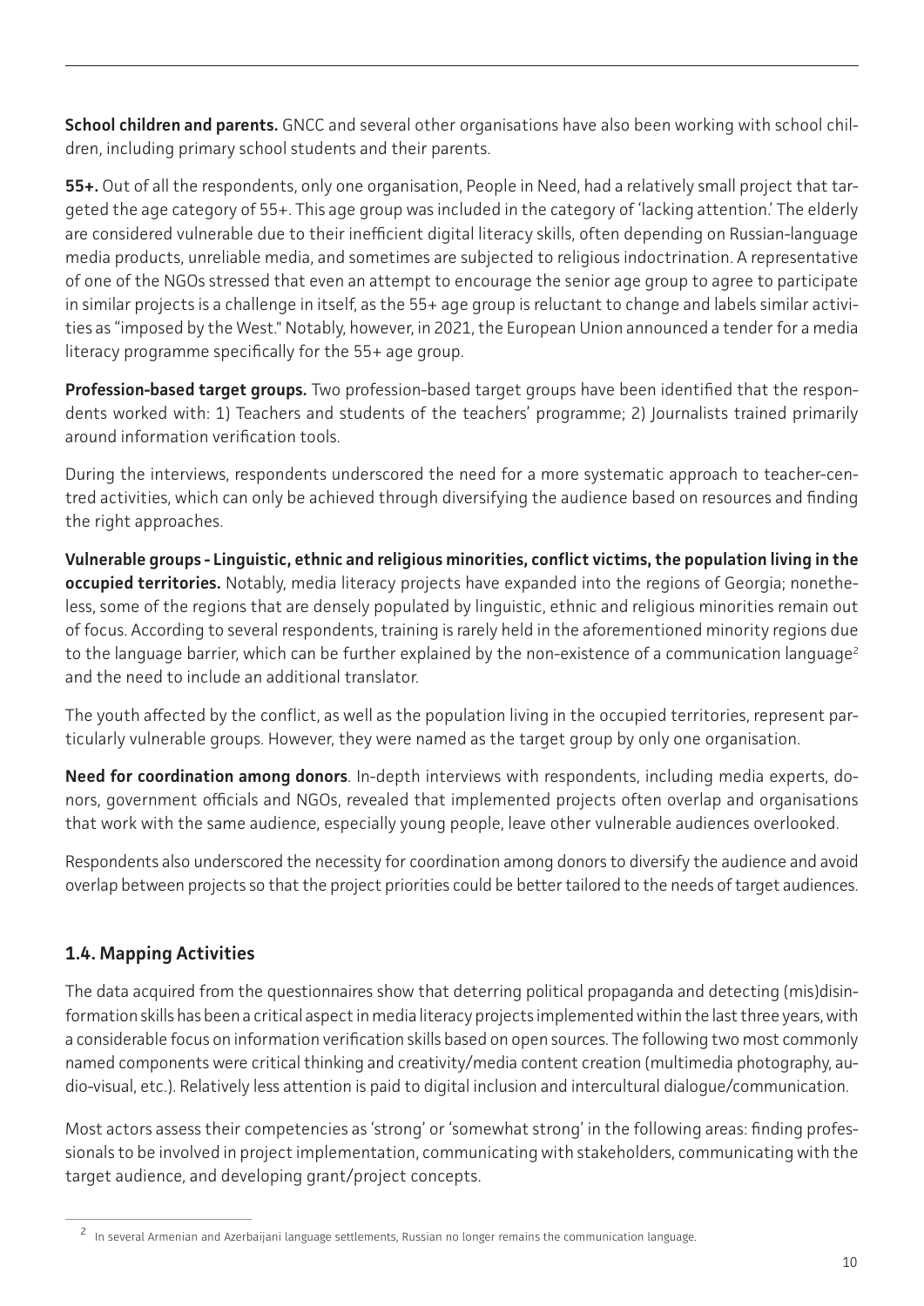**School children and parents.** GNCC and several other organisations have also been working with school children, including primary school students and their parents.

**55+.** Out of all the respondents, only one organisation, People in Need, had a relatively small project that targeted the age category of 55+. This age group was included in the category of 'lacking attention.' The elderly are considered vulnerable due to their inefficient digital literacy skills, often depending on Russian-language media products, unreliable media, and sometimes are subjected to religious indoctrination. A representative of one of the NGOs stressed that even an attempt to encourage the senior age group to agree to participate in similar projects is a challenge in itself, as the 55+ age group is reluctant to change and labels similar activities as "imposed by the West." Notably, however, in 2021, the European Union announced a tender for a media literacy programme specifically for the 55+ age group.

**Profession-based target groups.** Two profession-based target groups have been identified that the respondents worked with: 1) Teachers and students of the teachers' programme; 2) Journalists trained primarily around information verification tools.

During the interviews, respondents underscored the need for a more systematic approach to teacher-centred activities, which can only be achieved through diversifying the audience based on resources and finding the right approaches.

**Vulnerable groups - Linguistic, ethnic and religious minorities, conflict victims, the population living in the occupied territories.** Notably, media literacy projects have expanded into the regions of Georgia; nonetheless, some of the regions that are densely populated by linguistic, ethnic and religious minorities remain out of focus. According to several respondents, training is rarely held in the aforementioned minority regions due to the language barrier, which can be further explained by the non-existence of a communication language[2] and the need to include an additional translator.

The youth affected by the conflict, as well as the population living in the occupied territories, represent particularly vulnerable groups. However, they were named as the target group by only one organisation.

**Need for coordination among donors**. In-depth interviews with respondents, including media experts, donors, government officials and NGOs, revealed that implemented projects often overlap and organisations that work with the same audience, especially young people, leave other vulnerable audiences overlooked.

Respondents also underscored the necessity for coordination among donors to diversify the audience and avoid overlap between projects so that the project priorities could be better tailored to the needs of target audiences.

## 1.4. Mapping Activities

The data acquired from the questionnaires show that deterring political propaganda and detecting (mis)disinformation skills has been a critical aspect in media literacy projects implemented within the last three years, with a considerable focus on information verification skills based on open sources. The following two most commonly named components were critical thinking and creativity/media content creation (multimedia photography, audio-visual, etc.). Relatively less attention is paid to digital inclusion and intercultural dialogue/communication.

Most actors assess their competencies as 'strong' or 'somewhat strong' in the following areas: finding professionals to be involved in project implementation, communicating with stakeholders, communicating with the target audience, and developing grant/project concepts.

[2] In several Armenian and Azerbaijani language settlements, Russian no longer remains the communication language.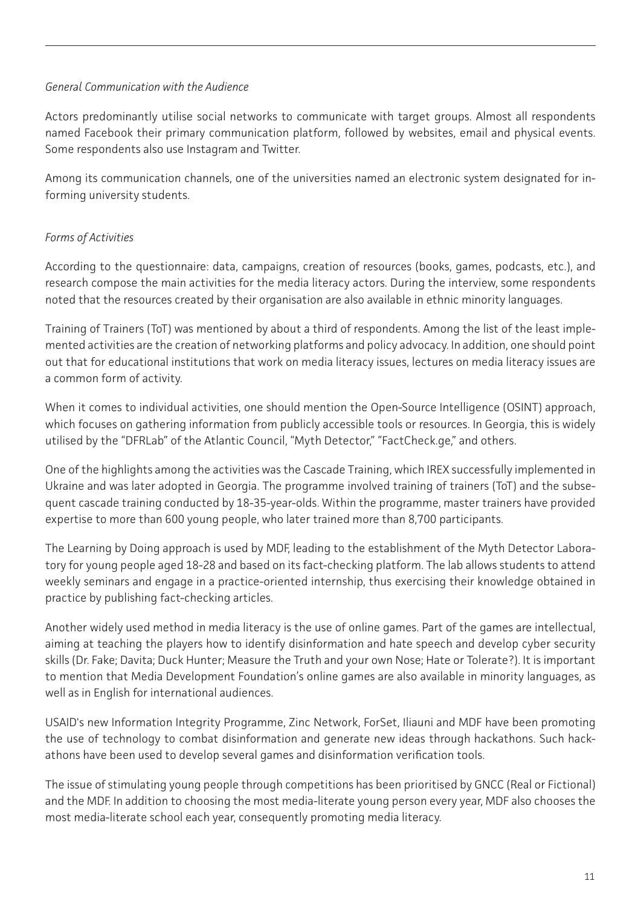*General Communication with the Audience*

Actors predominantly utilise social networks to communicate with target groups. Almost all respondents named Facebook their primary communication platform, followed by websites, email and physical events. Some respondents also use Instagram and Twitter.

Among its communication channels, one of the universities named an electronic system designated for informing university students.

*Forms of Activities*

According to the questionnaire: data, campaigns, creation of resources (books, games, podcasts, etc.), and research compose the main activities for the media literacy actors. During the interview, some respondents noted that the resources created by their organisation are also available in ethnic minority languages.

Training of Trainers (ToT) was mentioned by about a third of respondents. Among the list of the least implemented activities are the creation of networking platforms and policy advocacy. In addition, one should point out that for educational institutions that work on media literacy issues, lectures on media literacy issues are a common form of activity.

When it comes to individual activities, one should mention the Open-Source Intelligence (OSINT) approach, which focuses on gathering information from publicly accessible tools or resources. In Georgia, this is widely utilised by the "DFRLab" of the Atlantic Council, "Myth Detector," "FactCheck.ge," and others.

One of the highlights among the activities was the Cascade Training, which IREX successfully implemented in Ukraine and was later adopted in Georgia. The programme involved training of trainers (ToT) and the subsequent cascade training conducted by 18-35-year-olds. Within the programme, master trainers have provided expertise to more than 600 young people, who later trained more than 8,700 participants.

The Learning by Doing approach is used by MDF, leading to the establishment of the Myth Detector Laboratory for young people aged 18-28 and based on its fact-checking platform. The lab allows students to attend weekly seminars and engage in a practice-oriented internship, thus exercising their knowledge obtained in practice by publishing fact-checking articles.

Another widely used method in media literacy is the use of online games. Part of the games are intellectual, aiming at teaching the players how to identify disinformation and hate speech and develop cyber security skills (Dr. Fake; Davita; Duck Hunter; Measure the Truth and your own Nose; Hate or Tolerate?). It is important to mention that Media Development Foundation's online games are also available in minority languages, as well as in English for international audiences.

USAID's new Information Integrity Programme, Zinc Network, ForSet, Iliauni and MDF have been promoting the use of technology to combat disinformation and generate new ideas through hackathons. Such hackathons have been used to develop several games and disinformation verification tools.

The issue of stimulating young people through competitions has been prioritised by GNCC (Real or Fictional) and the MDF. In addition to choosing the most media-literate young person every year, MDF also chooses the most media-literate school each year, consequently promoting media literacy.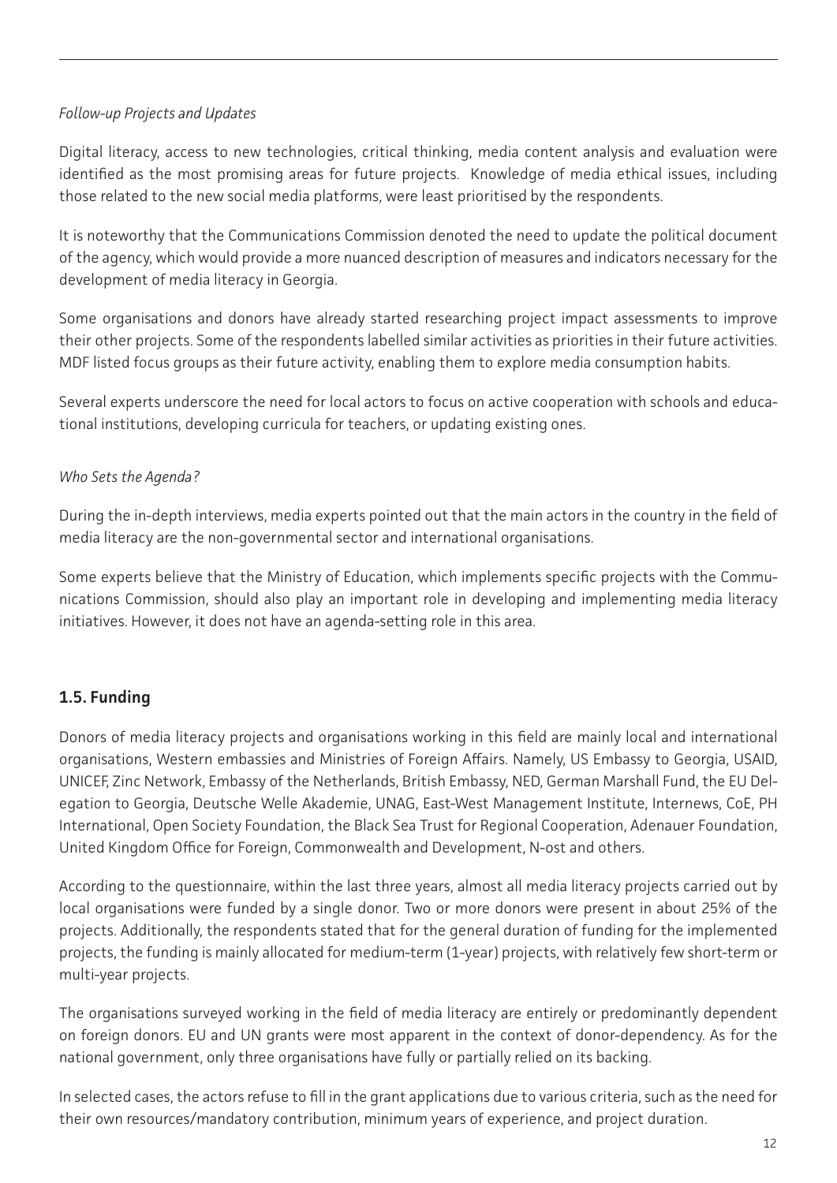*Follow-up Projects and Updates*

Digital literacy, access to new technologies, critical thinking, media content analysis and evaluation were identified as the most promising areas for future projects. Knowledge of media ethical issues, including those related to the new social media platforms, were least prioritised by the respondents.

It is noteworthy that the Communications Commission denoted the need to update the political document of the agency, which would provide a more nuanced description of measures and indicators necessary for the development of media literacy in Georgia.

Some organisations and donors have already started researching project impact assessments to improve their other projects. Some of the respondents labelled similar activities as priorities in their future activities. MDF listed focus groups as their future activity, enabling them to explore media consumption habits.

Several experts underscore the need for local actors to focus on active cooperation with schools and educational institutions, developing curricula for teachers, or updating existing ones.

*Who Sets the Agenda?*

During the in-depth interviews, media experts pointed out that the main actors in the country in the field of media literacy are the non-governmental sector and international organisations.

Some experts believe that the Ministry of Education, which implements specific projects with the Communications Commission, should also play an important role in developing and implementing media literacy initiatives. However, it does not have an agenda-setting role in this area.

### 1.5. Funding

Donors of media literacy projects and organisations working in this field are mainly local and international organisations, Western embassies and Ministries of Foreign Affairs. Namely, US Embassy to Georgia, USAID, UNICEF, Zinc Network, Embassy of the Netherlands, British Embassy, NED, German Marshall Fund, the EU Delegation to Georgia, Deutsche Welle Akademie, UNAG, East-West Management Institute, Internews, CoE, PH International, Open Society Foundation, the Black Sea Trust for Regional Cooperation, Adenauer Foundation, United Kingdom Office for Foreign, Commonwealth and Development, N-ost and others.

According to the questionnaire, within the last three years, almost all media literacy projects carried out by local organisations were funded by a single donor. Two or more donors were present in about 25% of the projects. Additionally, the respondents stated that for the general duration of funding for the implemented projects, the funding is mainly allocated for medium-term (1-year) projects, with relatively few short-term or multi-year projects.

The organisations surveyed working in the field of media literacy are entirely or predominantly dependent on foreign donors. EU and UN grants were most apparent in the context of donor-dependency. As for the national government, only three organisations have fully or partially relied on its backing.

In selected cases, the actors refuse to fill in the grant applications due to various criteria, such as the need for their own resources/mandatory contribution, minimum years of experience, and project duration.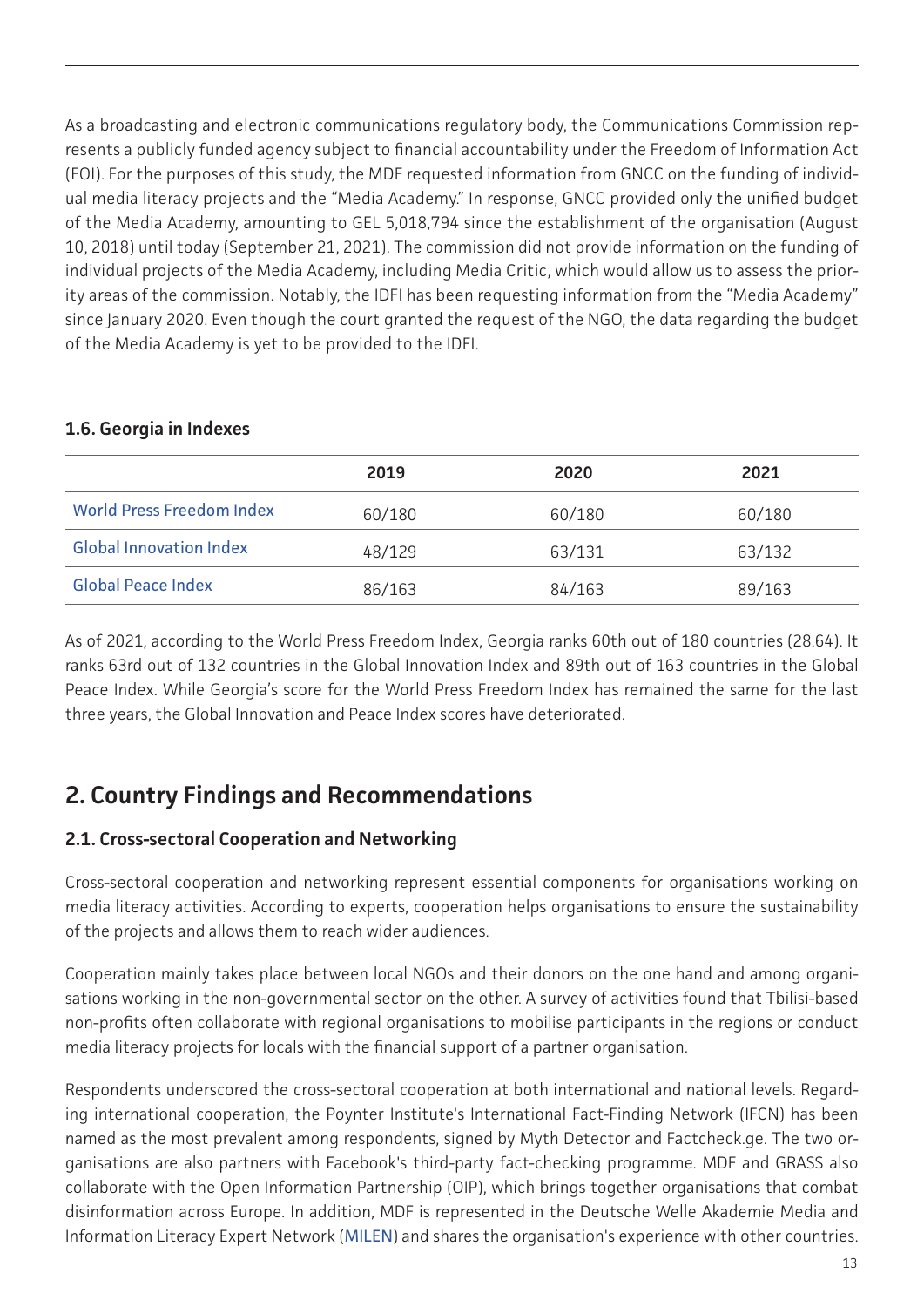As a broadcasting and electronic communications regulatory body, the Communications Commission represents a publicly funded agency subject to financial accountability under the Freedom of Information Act (FOI). For the purposes of this study, the MDF requested information from GNCC on the funding of individual media literacy projects and the "Media Academy." In response, GNCC provided only the unified budget of the Media Academy, amounting to GEL 5,018,794 since the establishment of the organisation (August 10, 2018) until today (September 21, 2021). The commission did not provide information on the funding of individual projects of the Media Academy, including Media Critic, which would allow us to assess the priority areas of the commission. Notably, the IDFI has been requesting information from the "Media Academy" since January 2020. Even though the court granted the request of the NGO, the data regarding the budget of the Media Academy is yet to be provided to the IDFI.

### 1.6. Georgia in Indexes

| | 2019 | 2020 | 2021 |
|---|---|---|---|
| World Press Freedom Index | 60/180 | 60/180 | 60/180 |
| Global Innovation Index | 48/129 | 63/131 | 63/132 |
| Global Peace Index | 86/163 | 84/163 | 89/163 |

As of 2021, according to the World Press Freedom Index, Georgia ranks 60th out of 180 countries (28.64). It ranks 63rd out of 132 countries in the Global Innovation Index and 89th out of 163 countries in the Global Peace Index. While Georgia's score for the World Press Freedom Index has remained the same for the last three years, the Global Innovation and Peace Index scores have deteriorated.

## 2. Country Findings and Recommendations

### 2.1. Cross-sectoral Cooperation and Networking

Cross-sectoral cooperation and networking represent essential components for organisations working on media literacy activities. According to experts, cooperation helps organisations to ensure the sustainability of the projects and allows them to reach wider audiences.

Cooperation mainly takes place between local NGOs and their donors on the one hand and among organisations working in the non-governmental sector on the other. A survey of activities found that Tbilisi-based non-profits often collaborate with regional organisations to mobilise participants in the regions or conduct media literacy projects for locals with the financial support of a partner organisation.

Respondents underscored the cross-sectoral cooperation at both international and national levels. Regarding international cooperation, the Poynter Institute's International Fact-Finding Network (IFCN) has been named as the most prevalent among respondents, signed by Myth Detector and Factcheck.ge. The two organisations are also partners with Facebook's third-party fact-checking programme. MDF and GRASS also collaborate with the Open Information Partnership (OIP), which brings together organisations that combat disinformation across Europe. In addition, MDF is represented in the Deutsche Welle Akademie Media and Information Literacy Expert Network (MILEN) and shares the organisation's experience with other countries.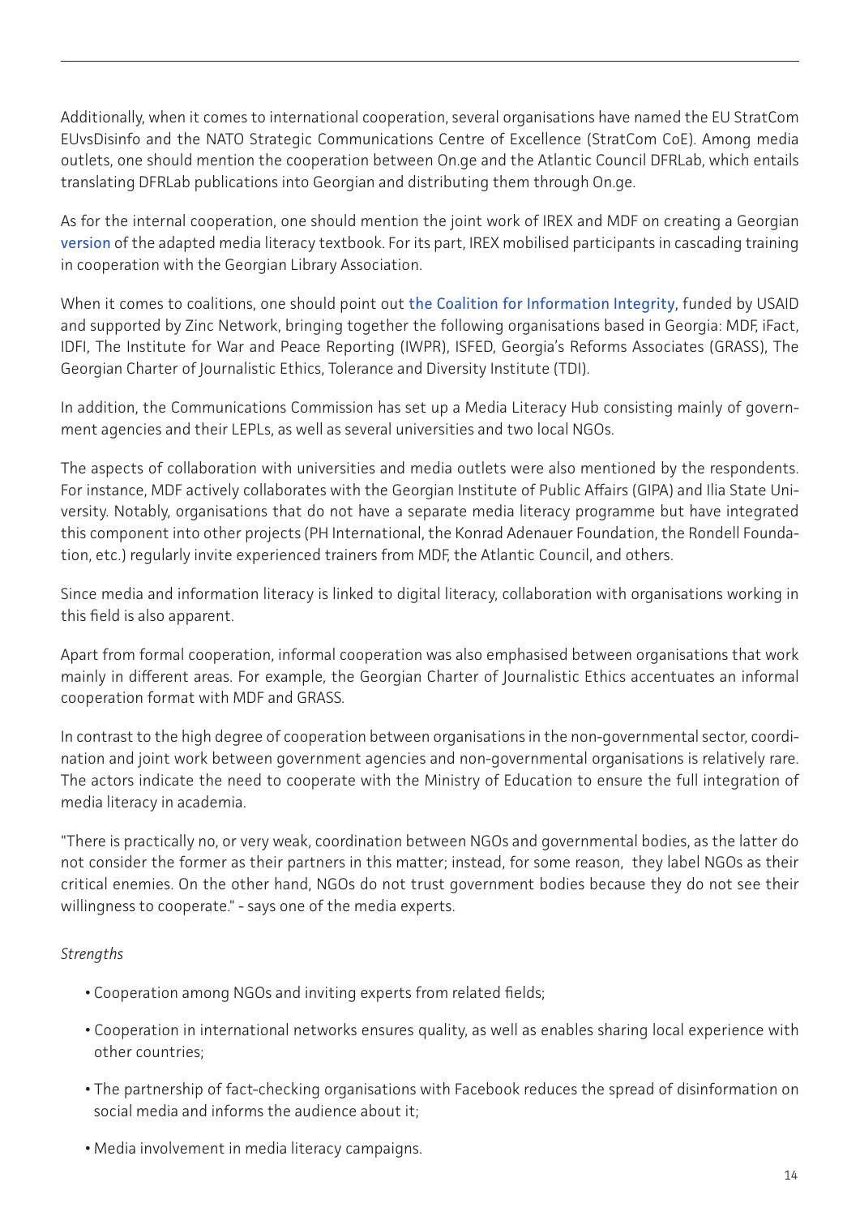Additionally, when it comes to international cooperation, several organisations have named the EU StratCom EUvsDisinfo and the NATO Strategic Communications Centre of Excellence (StratCom CoE). Among media outlets, one should mention the cooperation between On.ge and the Atlantic Council DFRLab, which entails translating DFRLab publications into Georgian and distributing them through On.ge.

As for the internal cooperation, one should mention the joint work of IREX and MDF on creating a Georgian version of the adapted media literacy textbook. For its part, IREX mobilised participants in cascading training in cooperation with the Georgian Library Association.

When it comes to coalitions, one should point out the Coalition for Information Integrity, funded by USAID and supported by Zinc Network, bringing together the following organisations based in Georgia: MDF, iFact, IDFI, The Institute for War and Peace Reporting (IWPR), ISFED, Georgia's Reforms Associates (GRASS), The Georgian Charter of Journalistic Ethics, Tolerance and Diversity Institute (TDI).

In addition, the Communications Commission has set up a Media Literacy Hub consisting mainly of government agencies and their LEPLs, as well as several universities and two local NGOs.

The aspects of collaboration with universities and media outlets were also mentioned by the respondents. For instance, MDF actively collaborates with the Georgian Institute of Public Affairs (GIPA) and Ilia State University. Notably, organisations that do not have a separate media literacy programme but have integrated this component into other projects (PH International, the Konrad Adenauer Foundation, the Rondell Foundation, etc.) regularly invite experienced trainers from MDF, the Atlantic Council, and others.

Since media and information literacy is linked to digital literacy, collaboration with organisations working in this field is also apparent.

Apart from formal cooperation, informal cooperation was also emphasised between organisations that work mainly in different areas. For example, the Georgian Charter of Journalistic Ethics accentuates an informal cooperation format with MDF and GRASS.

In contrast to the high degree of cooperation between organisations in the non-governmental sector, coordination and joint work between government agencies and non-governmental organisations is relatively rare. The actors indicate the need to cooperate with the Ministry of Education to ensure the full integration of media literacy in academia.

"There is practically no, or very weak, coordination between NGOs and governmental bodies, as the latter do not consider the former as their partners in this matter; instead, for some reason, they label NGOs as their critical enemies. On the other hand, NGOs do not trust government bodies because they do not see their willingness to cooperate." - says one of the media experts.

*Strengths*

- Cooperation among NGOs and inviting experts from related fields;
- Cooperation in international networks ensures quality, as well as enables sharing local experience with other countries;
- The partnership of fact-checking organisations with Facebook reduces the spread of disinformation on social media and informs the audience about it;
- Media involvement in media literacy campaigns.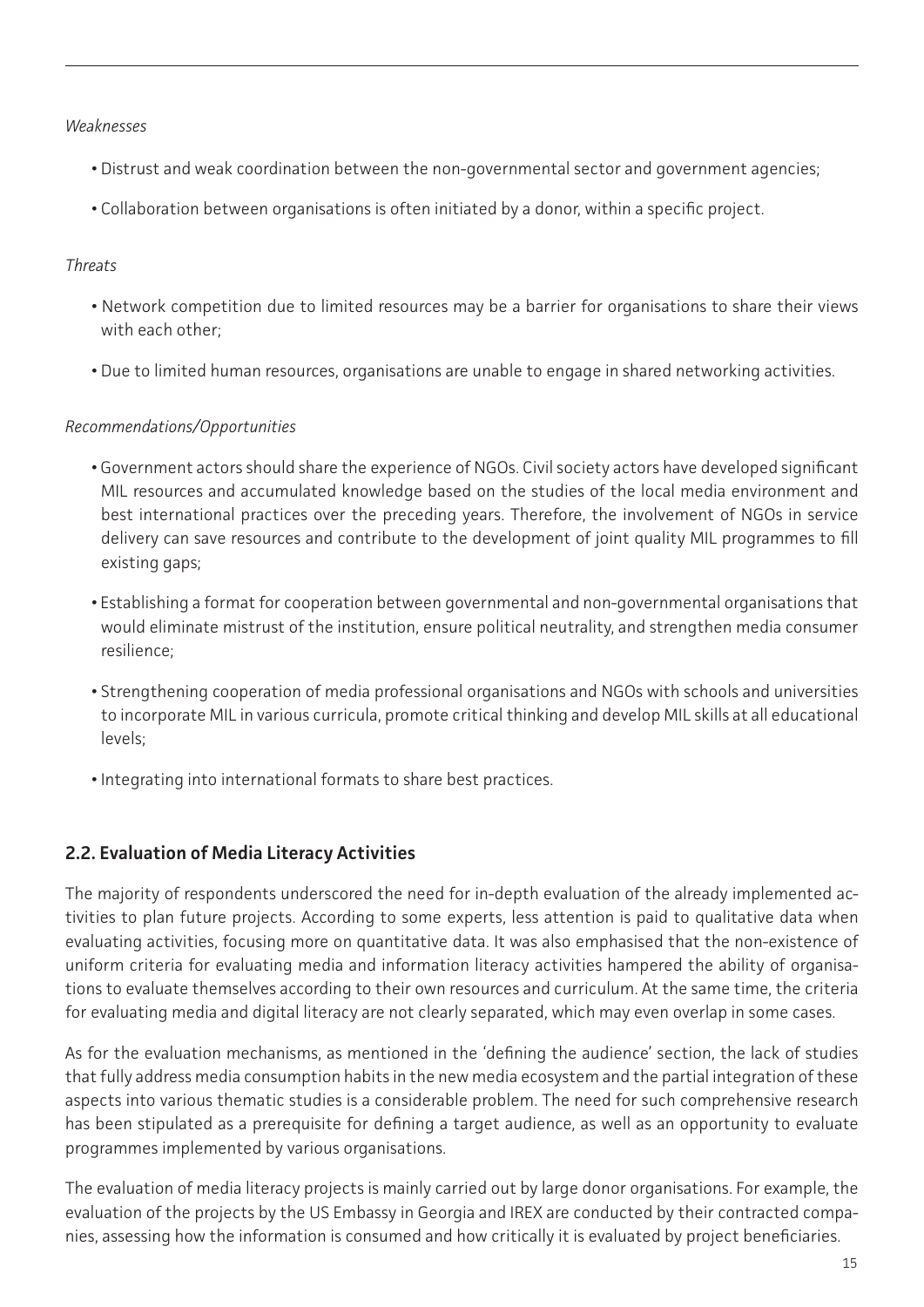*Weaknesses*

- Distrust and weak coordination between the non-governmental sector and government agencies;
- Collaboration between organisations is often initiated by a donor, within a specific project.

*Threats*

- Network competition due to limited resources may be a barrier for organisations to share their views with each other;
- Due to limited human resources, organisations are unable to engage in shared networking activities.

*Recommendations/Opportunities*

- Government actors should share the experience of NGOs. Civil society actors have developed significant MIL resources and accumulated knowledge based on the studies of the local media environment and best international practices over the preceding years. Therefore, the involvement of NGOs in service delivery can save resources and contribute to the development of joint quality MIL programmes to fill existing gaps;
- Establishing a format for cooperation between governmental and non-governmental organisations that would eliminate mistrust of the institution, ensure political neutrality, and strengthen media consumer resilience;
- Strengthening cooperation of media professional organisations and NGOs with schools and universities to incorporate MIL in various curricula, promote critical thinking and develop MIL skills at all educational levels;
- Integrating into international formats to share best practices.

## 2.2. Evaluation of Media Literacy Activities

The majority of respondents underscored the need for in-depth evaluation of the already implemented activities to plan future projects. According to some experts, less attention is paid to qualitative data when evaluating activities, focusing more on quantitative data. It was also emphasised that the non-existence of uniform criteria for evaluating media and information literacy activities hampered the ability of organisations to evaluate themselves according to their own resources and curriculum. At the same time, the criteria for evaluating media and digital literacy are not clearly separated, which may even overlap in some cases.

As for the evaluation mechanisms, as mentioned in the 'defining the audience' section, the lack of studies that fully address media consumption habits in the new media ecosystem and the partial integration of these aspects into various thematic studies is a considerable problem. The need for such comprehensive research has been stipulated as a prerequisite for defining a target audience, as well as an opportunity to evaluate programmes implemented by various organisations.

The evaluation of media literacy projects is mainly carried out by large donor organisations. For example, the evaluation of the projects by the US Embassy in Georgia and IREX are conducted by their contracted companies, assessing how the information is consumed and how critically it is evaluated by project beneficiaries.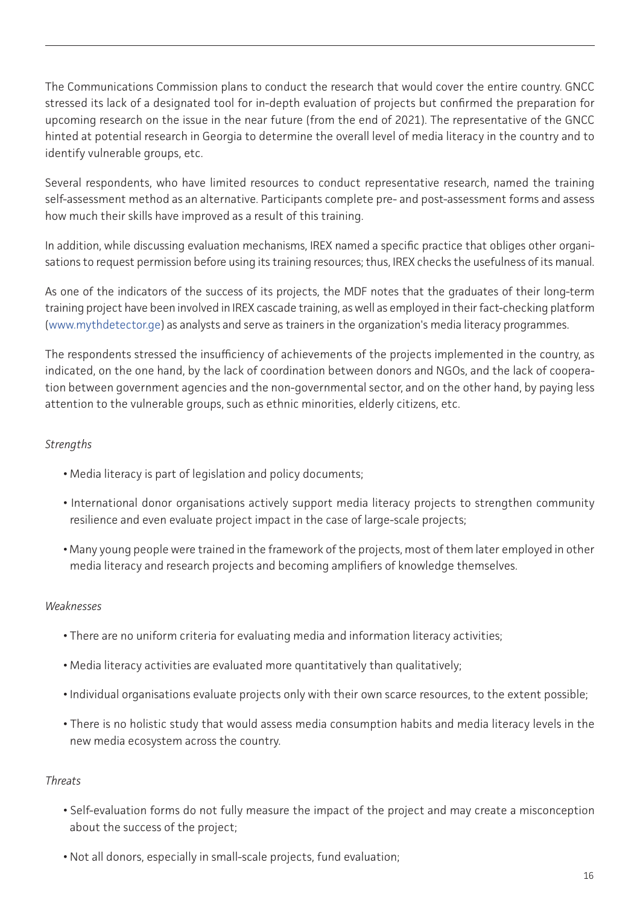The Communications Commission plans to conduct the research that would cover the entire country. GNCC stressed its lack of a designated tool for in-depth evaluation of projects but confirmed the preparation for upcoming research on the issue in the near future (from the end of 2021). The representative of the GNCC hinted at potential research in Georgia to determine the overall level of media literacy in the country and to identify vulnerable groups, etc.

Several respondents, who have limited resources to conduct representative research, named the training self-assessment method as an alternative. Participants complete pre- and post-assessment forms and assess how much their skills have improved as a result of this training.

In addition, while discussing evaluation mechanisms, IREX named a specific practice that obliges other organisations to request permission before using its training resources; thus, IREX checks the usefulness of its manual.

As one of the indicators of the success of its projects, the MDF notes that the graduates of their long-term training project have been involved in IREX cascade training, as well as employed in their fact-checking platform (www.mythdetector.ge) as analysts and serve as trainers in the organization's media literacy programmes.

The respondents stressed the insufficiency of achievements of the projects implemented in the country, as indicated, on the one hand, by the lack of coordination between donors and NGOs, and the lack of cooperation between government agencies and the non-governmental sector, and on the other hand, by paying less attention to the vulnerable groups, such as ethnic minorities, elderly citizens, etc.

*Strengths*

- Media literacy is part of legislation and policy documents;
- International donor organisations actively support media literacy projects to strengthen community resilience and even evaluate project impact in the case of large-scale projects;
- Many young people were trained in the framework of the projects, most of them later employed in other media literacy and research projects and becoming amplifiers of knowledge themselves.

*Weaknesses*

- There are no uniform criteria for evaluating media and information literacy activities;
- Media literacy activities are evaluated more quantitatively than qualitatively;
- Individual organisations evaluate projects only with their own scarce resources, to the extent possible;
- There is no holistic study that would assess media consumption habits and media literacy levels in the new media ecosystem across the country.

*Threats*

- Self-evaluation forms do not fully measure the impact of the project and may create a misconception about the success of the project;
- Not all donors, especially in small-scale projects, fund evaluation;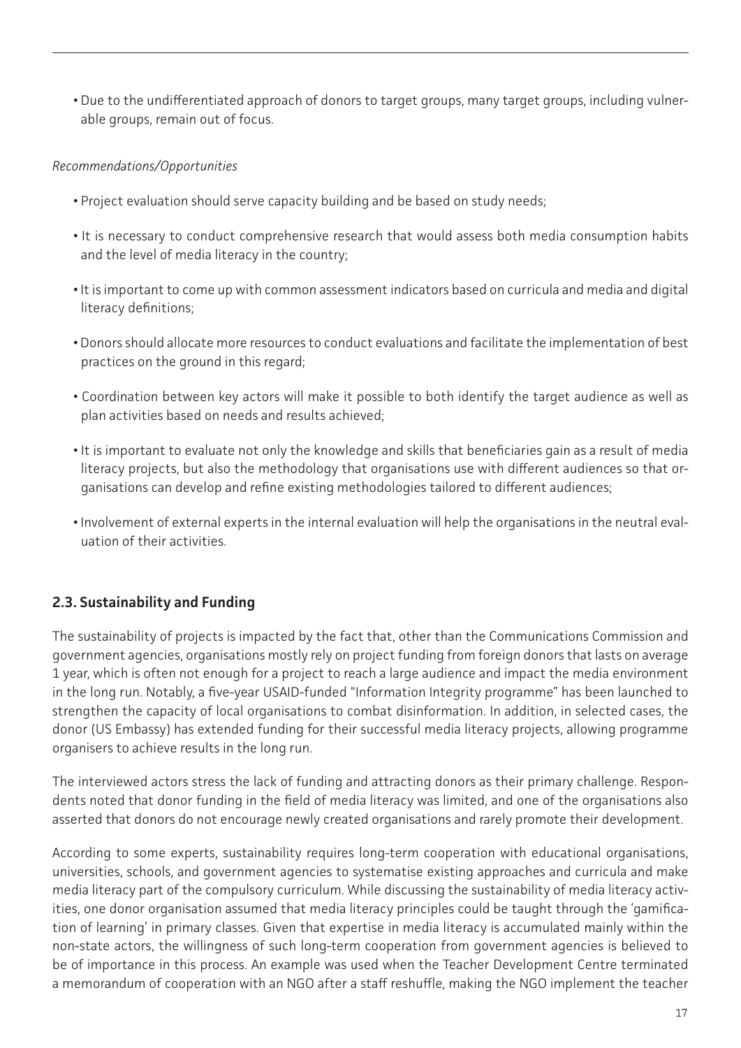- Due to the undifferentiated approach of donors to target groups, many target groups, including vulnerable groups, remain out of focus.

*Recommendations/Opportunities*

- Project evaluation should serve capacity building and be based on study needs;
- It is necessary to conduct comprehensive research that would assess both media consumption habits and the level of media literacy in the country;
- It is important to come up with common assessment indicators based on curricula and media and digital literacy definitions;
- Donors should allocate more resources to conduct evaluations and facilitate the implementation of best practices on the ground in this regard;
- Coordination between key actors will make it possible to both identify the target audience as well as plan activities based on needs and results achieved;
- It is important to evaluate not only the knowledge and skills that beneficiaries gain as a result of media literacy projects, but also the methodology that organisations use with different audiences so that organisations can develop and refine existing methodologies tailored to different audiences;
- Involvement of external experts in the internal evaluation will help the organisations in the neutral evaluation of their activities.

## 2.3. Sustainability and Funding

The sustainability of projects is impacted by the fact that, other than the Communications Commission and government agencies, organisations mostly rely on project funding from foreign donors that lasts on average 1 year, which is often not enough for a project to reach a large audience and impact the media environment in the long run. Notably, a five-year USAID-funded "Information Integrity programme" has been launched to strengthen the capacity of local organisations to combat disinformation. In addition, in selected cases, the donor (US Embassy) has extended funding for their successful media literacy projects, allowing programme organisers to achieve results in the long run.

The interviewed actors stress the lack of funding and attracting donors as their primary challenge. Respondents noted that donor funding in the field of media literacy was limited, and one of the organisations also asserted that donors do not encourage newly created organisations and rarely promote their development.

According to some experts, sustainability requires long-term cooperation with educational organisations, universities, schools, and government agencies to systematise existing approaches and curricula and make media literacy part of the compulsory curriculum. While discussing the sustainability of media literacy activities, one donor organisation assumed that media literacy principles could be taught through the 'gamification of learning' in primary classes. Given that expertise in media literacy is accumulated mainly within the non-state actors, the willingness of such long-term cooperation from government agencies is believed to be of importance in this process. An example was used when the Teacher Development Centre terminated a memorandum of cooperation with an NGO after a staff reshuffle, making the NGO implement the teacher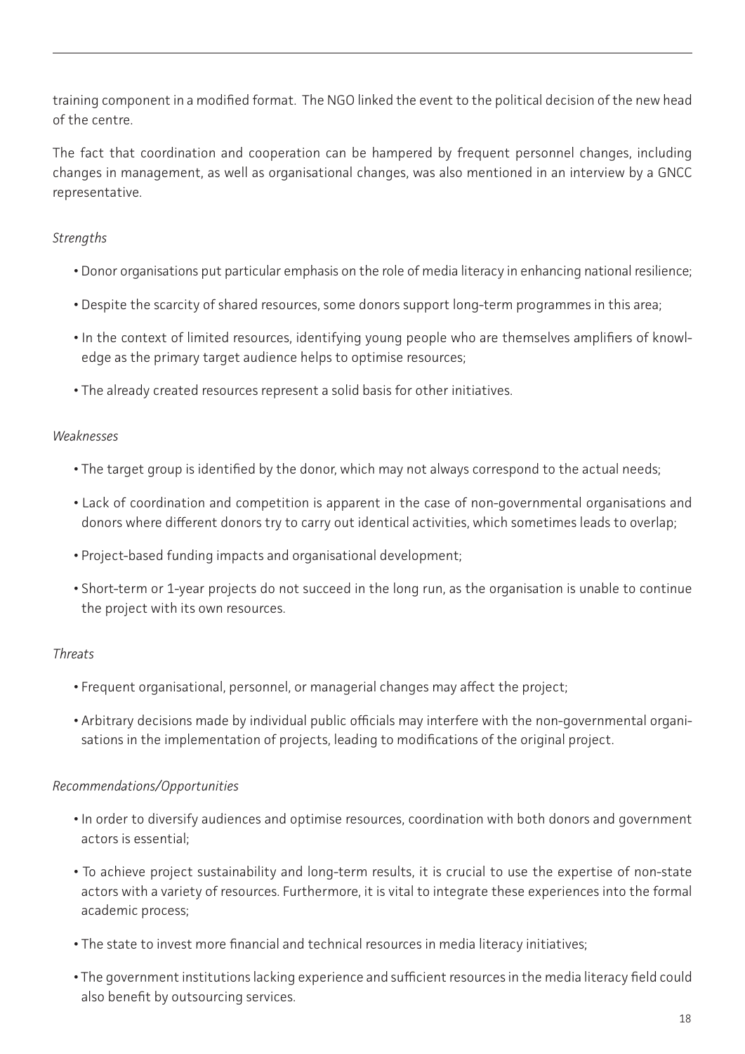training component in a modified format. The NGO linked the event to the political decision of the new head of the centre.

The fact that coordination and cooperation can be hampered by frequent personnel changes, including changes in management, as well as organisational changes, was also mentioned in an interview by a GNCC representative.

*Strengths*

- Donor organisations put particular emphasis on the role of media literacy in enhancing national resilience;
- Despite the scarcity of shared resources, some donors support long-term programmes in this area;
- In the context of limited resources, identifying young people who are themselves amplifiers of knowledge as the primary target audience helps to optimise resources;
- The already created resources represent a solid basis for other initiatives.

*Weaknesses*

- The target group is identified by the donor, which may not always correspond to the actual needs;
- Lack of coordination and competition is apparent in the case of non-governmental organisations and donors where different donors try to carry out identical activities, which sometimes leads to overlap;
- Project-based funding impacts and organisational development;
- Short-term or 1-year projects do not succeed in the long run, as the organisation is unable to continue the project with its own resources.

*Threats*

- Frequent organisational, personnel, or managerial changes may affect the project;
- Arbitrary decisions made by individual public officials may interfere with the non-governmental organisations in the implementation of projects, leading to modifications of the original project.

*Recommendations/Opportunities*

- In order to diversify audiences and optimise resources, coordination with both donors and government actors is essential;
- To achieve project sustainability and long-term results, it is crucial to use the expertise of non-state actors with a variety of resources. Furthermore, it is vital to integrate these experiences into the formal academic process;
- The state to invest more financial and technical resources in media literacy initiatives;
- The government institutions lacking experience and sufficient resources in the media literacy field could also benefit by outsourcing services.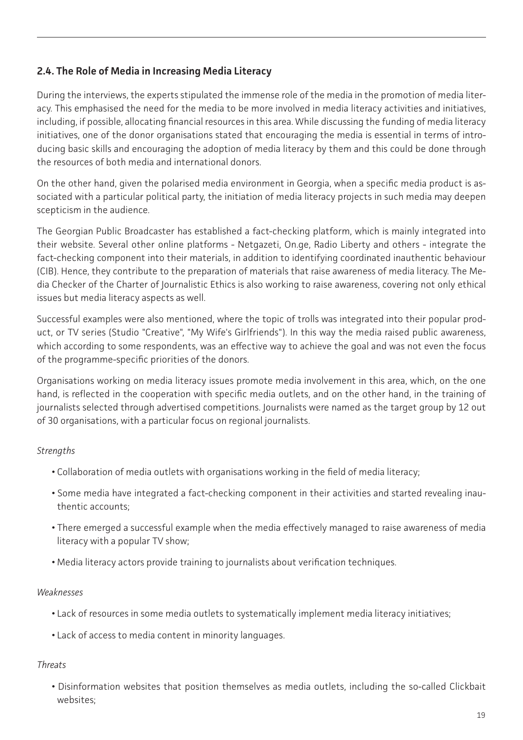## 2.4. The Role of Media in Increasing Media Literacy

During the interviews, the experts stipulated the immense role of the media in the promotion of media literacy. This emphasised the need for the media to be more involved in media literacy activities and initiatives, including, if possible, allocating financial resources in this area. While discussing the funding of media literacy initiatives, one of the donor organisations stated that encouraging the media is essential in terms of introducing basic skills and encouraging the adoption of media literacy by them and this could be done through the resources of both media and international donors.

On the other hand, given the polarised media environment in Georgia, when a specific media product is associated with a particular political party, the initiation of media literacy projects in such media may deepen scepticism in the audience.

The Georgian Public Broadcaster has established a fact-checking platform, which is mainly integrated into their website. Several other online platforms - Netgazeti, On.ge, Radio Liberty and others - integrate the fact-checking component into their materials, in addition to identifying coordinated inauthentic behaviour (CIB). Hence, they contribute to the preparation of materials that raise awareness of media literacy. The Media Checker of the Charter of Journalistic Ethics is also working to raise awareness, covering not only ethical issues but media literacy aspects as well.

Successful examples were also mentioned, where the topic of trolls was integrated into their popular product, or TV series (Studio "Creative", "My Wife's Girlfriends"). In this way the media raised public awareness, which according to some respondents, was an effective way to achieve the goal and was not even the focus of the programme-specific priorities of the donors.

Organisations working on media literacy issues promote media involvement in this area, which, on the one hand, is reflected in the cooperation with specific media outlets, and on the other hand, in the training of journalists selected through advertised competitions. Journalists were named as the target group by 12 out of 30 organisations, with a particular focus on regional journalists.

*Strengths*

- Collaboration of media outlets with organisations working in the field of media literacy;
- Some media have integrated a fact-checking component in their activities and started revealing inauthentic accounts;
- There emerged a successful example when the media effectively managed to raise awareness of media literacy with a popular TV show;
- Media literacy actors provide training to journalists about verification techniques.

*Weaknesses*

- Lack of resources in some media outlets to systematically implement media literacy initiatives;
- Lack of access to media content in minority languages.

*Threats*

- Disinformation websites that position themselves as media outlets, including the so-called Clickbait websites;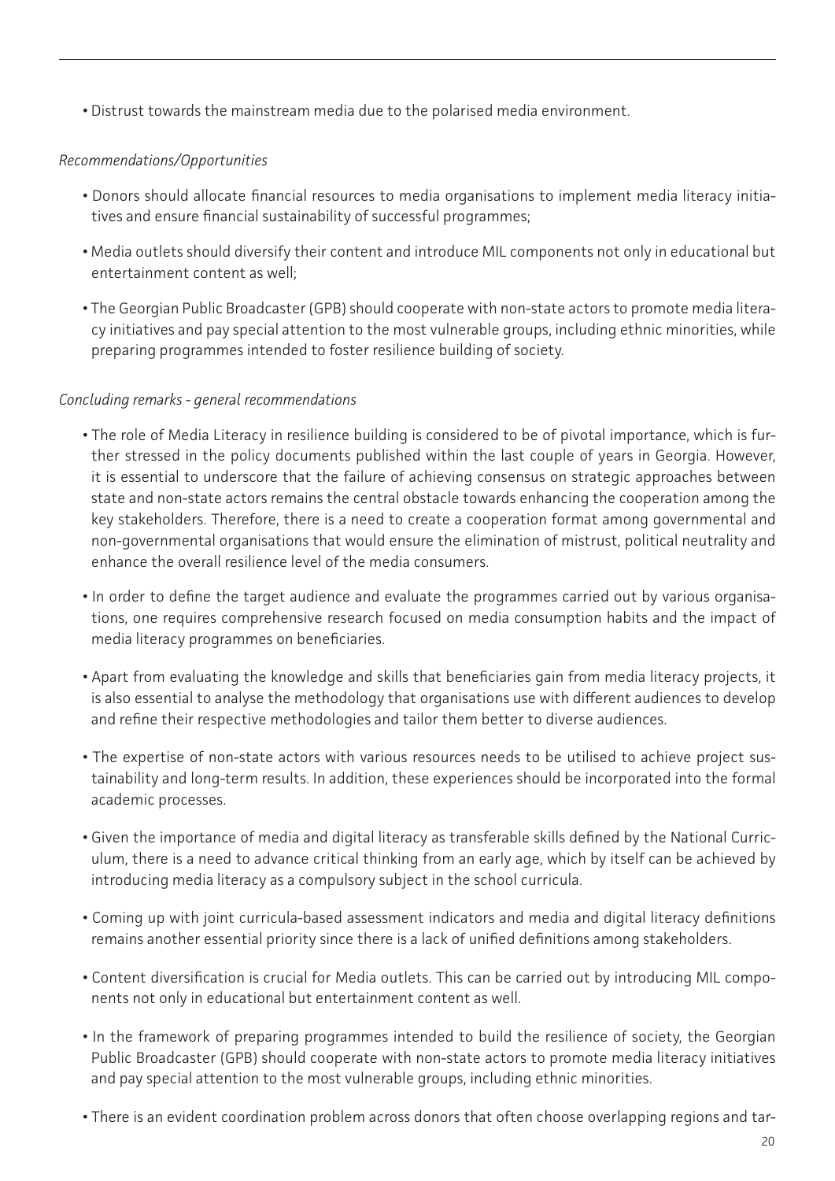- Distrust towards the mainstream media due to the polarised media environment.

*Recommendations/Opportunities*

- Donors should allocate financial resources to media organisations to implement media literacy initiatives and ensure financial sustainability of successful programmes;
- Media outlets should diversify their content and introduce MIL components not only in educational but entertainment content as well;
- The Georgian Public Broadcaster (GPB) should cooperate with non-state actors to promote media literacy initiatives and pay special attention to the most vulnerable groups, including ethnic minorities, while preparing programmes intended to foster resilience building of society.

*Concluding remarks - general recommendations*

- The role of Media Literacy in resilience building is considered to be of pivotal importance, which is further stressed in the policy documents published within the last couple of years in Georgia. However, it is essential to underscore that the failure of achieving consensus on strategic approaches between state and non-state actors remains the central obstacle towards enhancing the cooperation among the key stakeholders. Therefore, there is a need to create a cooperation format among governmental and non-governmental organisations that would ensure the elimination of mistrust, political neutrality and enhance the overall resilience level of the media consumers.
- In order to define the target audience and evaluate the programmes carried out by various organisations, one requires comprehensive research focused on media consumption habits and the impact of media literacy programmes on beneficiaries.
- Apart from evaluating the knowledge and skills that beneficiaries gain from media literacy projects, it is also essential to analyse the methodology that organisations use with different audiences to develop and refine their respective methodologies and tailor them better to diverse audiences.
- The expertise of non-state actors with various resources needs to be utilised to achieve project sustainability and long-term results. In addition, these experiences should be incorporated into the formal academic processes.
- Given the importance of media and digital literacy as transferable skills defined by the National Curriculum, there is a need to advance critical thinking from an early age, which by itself can be achieved by introducing media literacy as a compulsory subject in the school curricula.
- Coming up with joint curricula-based assessment indicators and media and digital literacy definitions remains another essential priority since there is a lack of unified definitions among stakeholders.
- Content diversification is crucial for Media outlets. This can be carried out by introducing MIL components not only in educational but entertainment content as well.
- In the framework of preparing programmes intended to build the resilience of society, the Georgian Public Broadcaster (GPB) should cooperate with non-state actors to promote media literacy initiatives and pay special attention to the most vulnerable groups, including ethnic minorities.
- There is an evident coordination problem across donors that often choose overlapping regions and tar-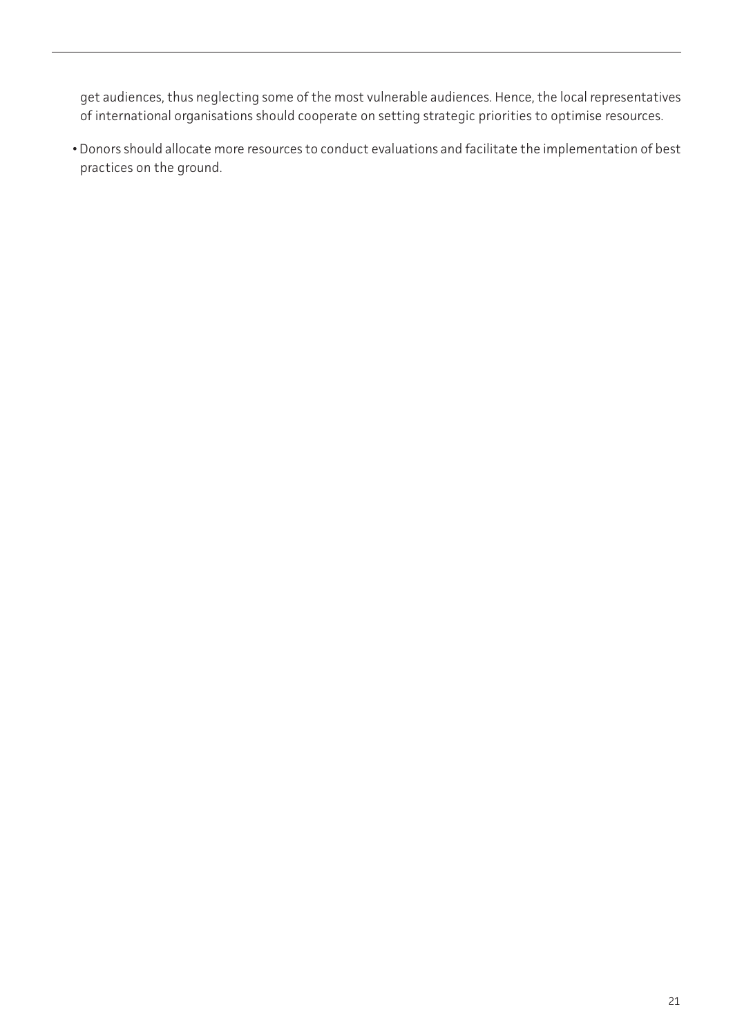get audiences, thus neglecting some of the most vulnerable audiences. Hence, the local representatives of international organisations should cooperate on setting strategic priorities to optimise resources.

- Donors should allocate more resources to conduct evaluations and facilitate the implementation of best practices on the ground.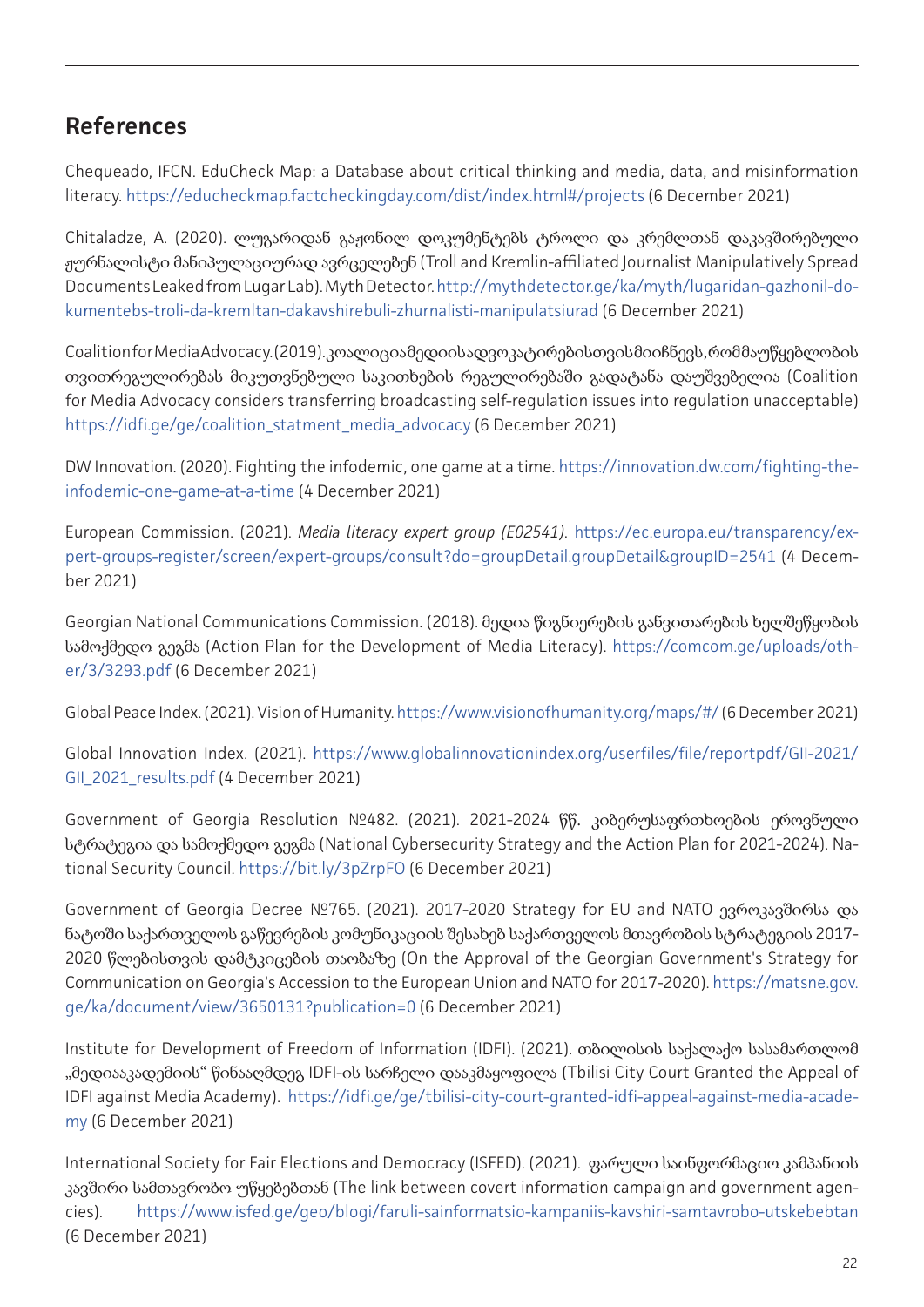## References

Chequeado, IFCN. EduCheck Map: a Database about critical thinking and media, data, and misinformation literacy. https://educheckmap.factcheckingday.com/dist/index.html#/projects (6 December 2021)

Chitaladze, A. (2020). ლუგარიდან გაჟონილ დოკუმენტებს ტროლი და კრემლთან დაკავშირებული ჟურნალისტი მანიპულაციურად ავრცელებენ (Troll and Kremlin-affiliated Journalist Manipulatively Spread Documents Leaked from Lugar Lab). Myth Detector. http://mythdetector.ge/ka/myth/lugaridan-gazhonil-dokumentebs-troli-da-kremltan-dakavshirebuli-zhurnalisti-manipulatsiurad (6 December 2021)

Coalition for Media Advocacy. (2019). კოალიცია მედიის ადვოკატირებისთვის მიიჩნევს, რომ მაუწყებლობის თვითრეგულირებას მიკუთვნებული საკითხების რეგულირებაში გადატანა დაუშვებელია (Coalition for Media Advocacy considers transferring broadcasting self-regulation issues into regulation unacceptable) https://idfi.ge/ge/coalition_statment_media_advocacy (6 December 2021)

DW Innovation. (2020). Fighting the infodemic, one game at a time. https://innovation.dw.com/fighting-the-infodemic-one-game-at-a-time (4 December 2021)

European Commission. (2021). *Media literacy expert group (E02541)*. https://ec.europa.eu/transparency/expert-groups-register/screen/expert-groups/consult?do=groupDetail.groupDetail&groupID=2541 (4 December 2021)

Georgian National Communications Commission. (2018). მედია წიგნიერების განვითარების ხელშეწყობის სამოქმედო გეგმა (Action Plan for the Development of Media Literacy). https://comcom.ge/uploads/other/3/3293.pdf (6 December 2021)

Global Peace Index. (2021). Vision of Humanity. https://www.visionofhumanity.org/maps/#/ (6 December 2021)

Global Innovation Index. (2021). https://www.globalinnovationindex.org/userfiles/file/reportpdf/GII-2021/GII_2021_results.pdf (4 December 2021)

Government of Georgia Resolution №482. (2021). 2021-2024 წწ. კიბერუსაფრთხოების ეროვნული სტრატეგია და სამოქმედო გეგმა (National Cybersecurity Strategy and the Action Plan for 2021-2024). National Security Council. https://bit.ly/3pZrpFO (6 December 2021)

Government of Georgia Decree №765. (2021). 2017-2020 Strategy for EU and NATO ევროკავშირსა და ნატოში საქართველოს გაწევრების კომუნიკაციის შესახებ საქართველოს მთავრობის სტრატეგიის 2017-2020 წლებისთვის დამტკიცების თაობაზე (On the Approval of the Georgian Government's Strategy for Communication on Georgia's Accession to the European Union and NATO for 2017-2020). https://matsne.gov.ge/ka/document/view/3650131?publication=0 (6 December 2021)

Institute for Development of Freedom of Information (IDFI). (2021). თბილისის საქალაქო სასამართლომ „მედიააკადემიის" წინააღმდეგ IDFI-ის საჩელი დააკმაყოფილა (Tbilisi City Court Granted the Appeal of IDFI against Media Academy). https://idfi.ge/ge/tbilisi-city-court-granted-idfi-appeal-against-media-academy (6 December 2021)

International Society for Fair Elections and Democracy (ISFED). (2021). ფარული საინფორმაციო კამპანიის კავშირი სამთავრობო უწყებებთან (The link between covert information campaign and government agencies). https://www.isfed.ge/geo/blogi/faruli-sainformatsio-kampaniis-kavshiri-samtavrobo-utskebebtan (6 December 2021)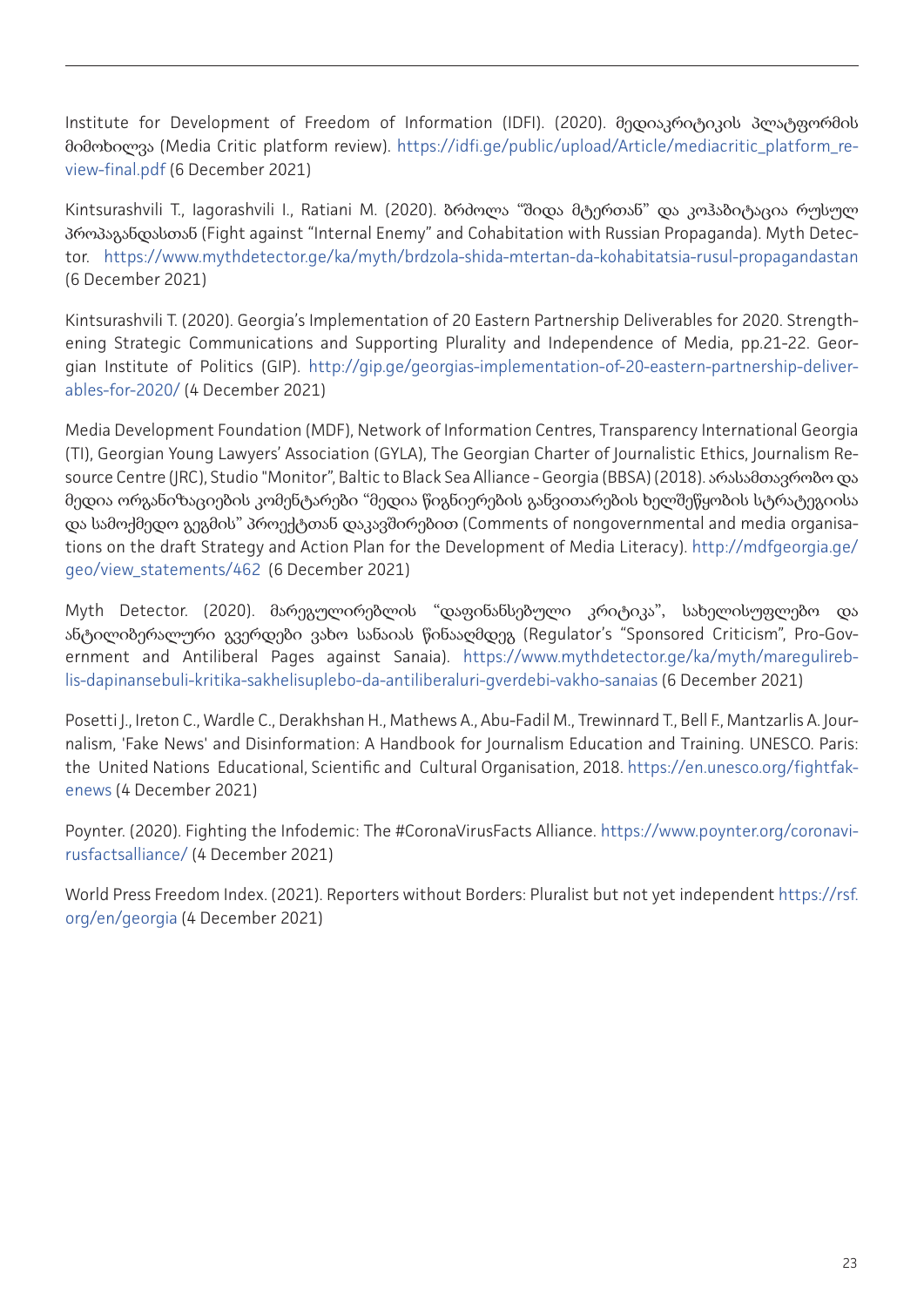Institute for Development of Freedom of Information (IDFI). (2020). მედიაკრიტიკის პლატფორმის მიმოხილვა (Media Critic platform review). https://idfi.ge/public/upload/Article/mediacritic_platform_review-final.pdf (6 December 2021)

Kintsurashvili T., Iagorashvili I., Ratiani M. (2020). ბრძოლა "შიდა მტერთან" და კოჰაბიტაცია რუსულ პროპაგანდასთან (Fight against "Internal Enemy" and Cohabitation with Russian Propaganda). Myth Detector. https://www.mythdetector.ge/ka/myth/brdzola-shida-mtertan-da-kohabitatsia-rusul-propagandastan (6 December 2021)

Kintsurashvili T. (2020). Georgia's Implementation of 20 Eastern Partnership Deliverables for 2020. Strengthening Strategic Communications and Supporting Plurality and Independence of Media, pp.21-22. Georgian Institute of Politics (GIP). http://gip.ge/georgias-implementation-of-20-eastern-partnership-deliverables-for-2020/ (4 December 2021)

Media Development Foundation (MDF), Network of Information Centres, Transparency International Georgia (TI), Georgian Young Lawyers' Association (GYLA), The Georgian Charter of Journalistic Ethics, Journalism Resource Centre (JRC), Studio "Monitor", Baltic to Black Sea Alliance - Georgia (BBSA) (2018). არასამთავრობო და მედია ორგანიზაციების კომენტარები "მედია წიგნიერების განვითარების ხელშეწყობის სტრატეგიისა და სამოქმედო გეგმის" პროექტთან დაკავშირებით (Comments of nongovernmental and media organisations on the draft Strategy and Action Plan for the Development of Media Literacy). http://mdfgeorgia.ge/geo/view_statements/462 (6 December 2021)

Myth Detector. (2020). მარეგულირებლის "დაფინანსებული კრიტიკა", სახელისუფლებო და ანტილიბერალური გვერდები ვახო სანაიას წინააღმდეგ (Regulator's "Sponsored Criticism", Pro-Government and Antiliberal Pages against Sanaia). https://www.mythdetector.ge/ka/myth/maregulireblis-dapinansebuli-kritika-sakhelisuplebo-da-antiliberaluri-gverdebi-vakho-sanaias (6 December 2021)

Posetti J., Ireton C., Wardle C., Derakhshan H., Mathews A., Abu-Fadil M., Trewinnard T., Bell F., Mantzarlis A. Journalism, 'Fake News' and Disinformation: A Handbook for Journalism Education and Training. UNESCO. Paris: the United Nations Educational, Scientific and Cultural Organisation, 2018. https://en.unesco.org/fightfakenews (4 December 2021)

Poynter. (2020). Fighting the Infodemic: The #CoronaVirusFacts Alliance. https://www.poynter.org/coronavirusfactsalliance/ (4 December 2021)

World Press Freedom Index. (2021). Reporters without Borders: Pluralist but not yet independent https://rsf.org/en/georgia (4 December 2021)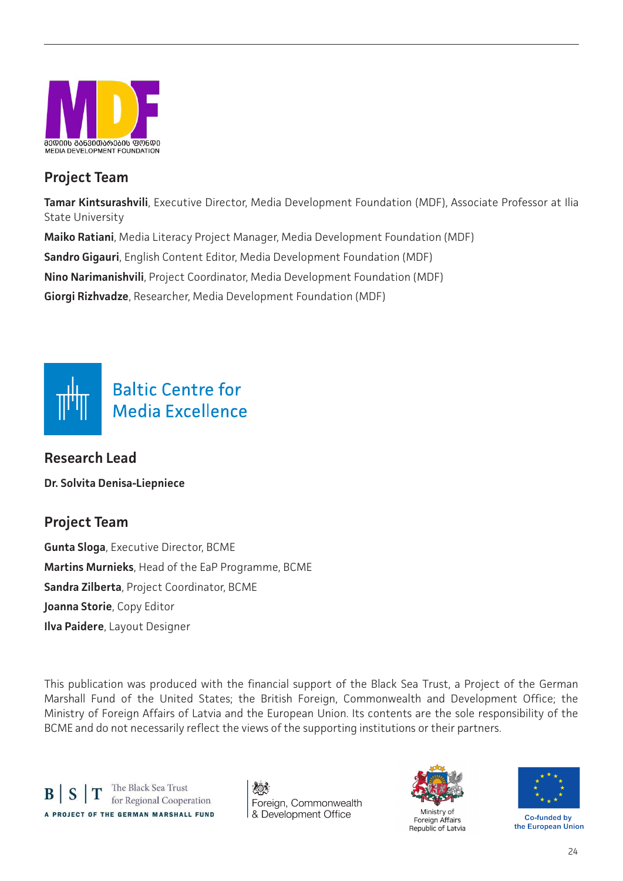მედიის განვითარების ფონდი
MEDIA DEVELOPMENT FOUNDATION

## Project Team

**Tamar Kintsurashvili**, Executive Director, Media Development Foundation (MDF), Associate Professor at Ilia State University

**Maiko Ratiani**, Media Literacy Project Manager, Media Development Foundation (MDF)

**Sandro Gigauri**, English Content Editor, Media Development Foundation (MDF)

**Nino Narimanishvili**, Project Coordinator, Media Development Foundation (MDF)

**Giorgi Rizhvadze**, Researcher, Media Development Foundation (MDF)

Baltic Centre for Media Excellence

## Research Lead

**Dr. Solvita Denisa-Liepniece**

## Project Team

**Gunta Sloga**, Executive Director, BCME

**Martins Murnieks**, Head of the EaP Programme, BCME

**Sandra Zilberta**, Project Coordinator, BCME

**Joanna Storie**, Copy Editor

**Ilva Paidere**, Layout Designer

This publication was produced with the financial support of the Black Sea Trust, a Project of the German Marshall Fund of the United States; the British Foreign, Commonwealth and Development Office; the Ministry of Foreign Affairs of Latvia and the European Union. Its contents are the sole responsibility of the BCME and do not necessarily reflect the views of the supporting institutions or their partners.

B | S | T The Black Sea Trust for Regional Cooperation
A PROJECT OF THE GERMAN MARSHALL FUND

Foreign, Commonwealth & Development Office

Ministry of Foreign Affairs Republic of Latvia

Co-funded by the European Union